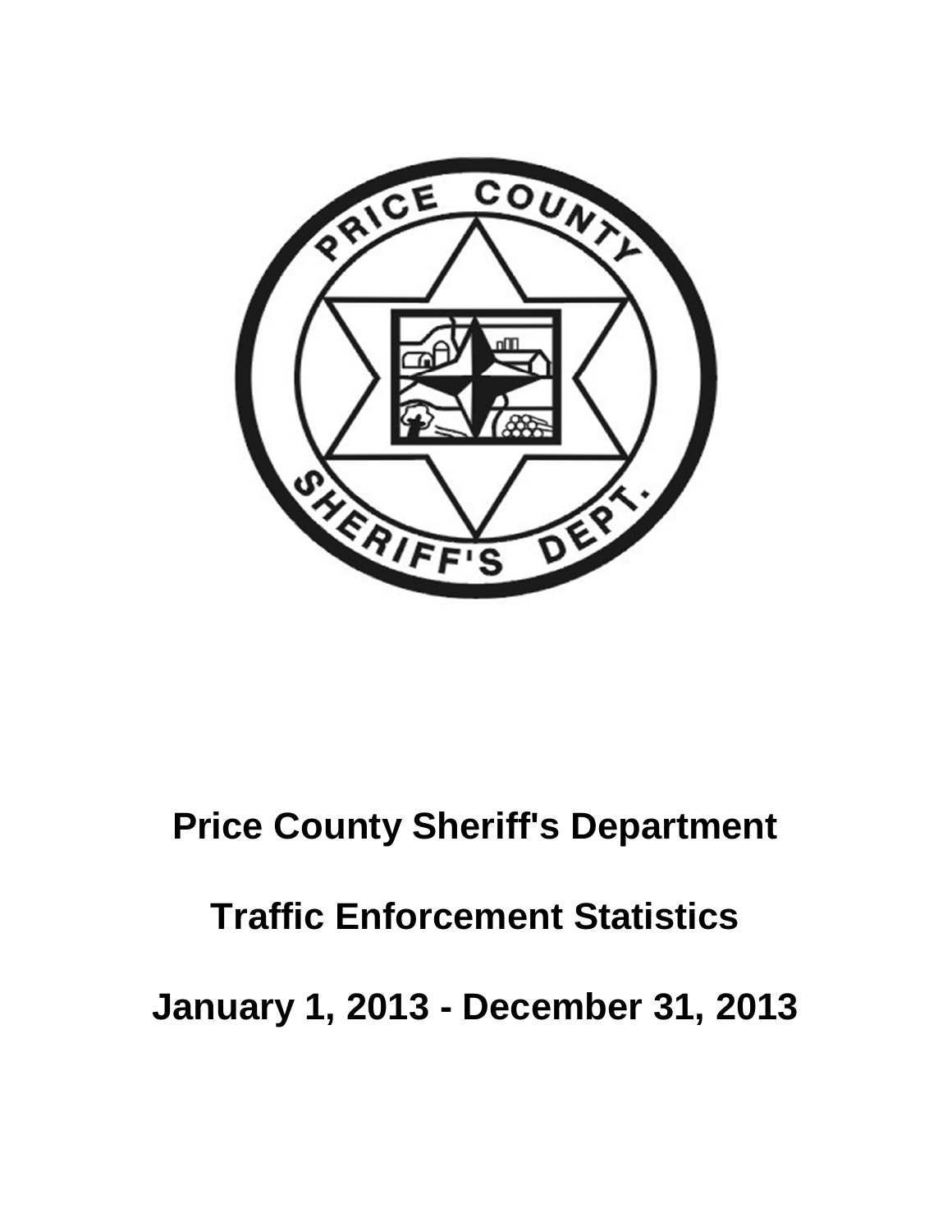# Price County Sheriff's Department

## Traffic Enforcement Statistics

## January 1, 2013 - December 31, 2013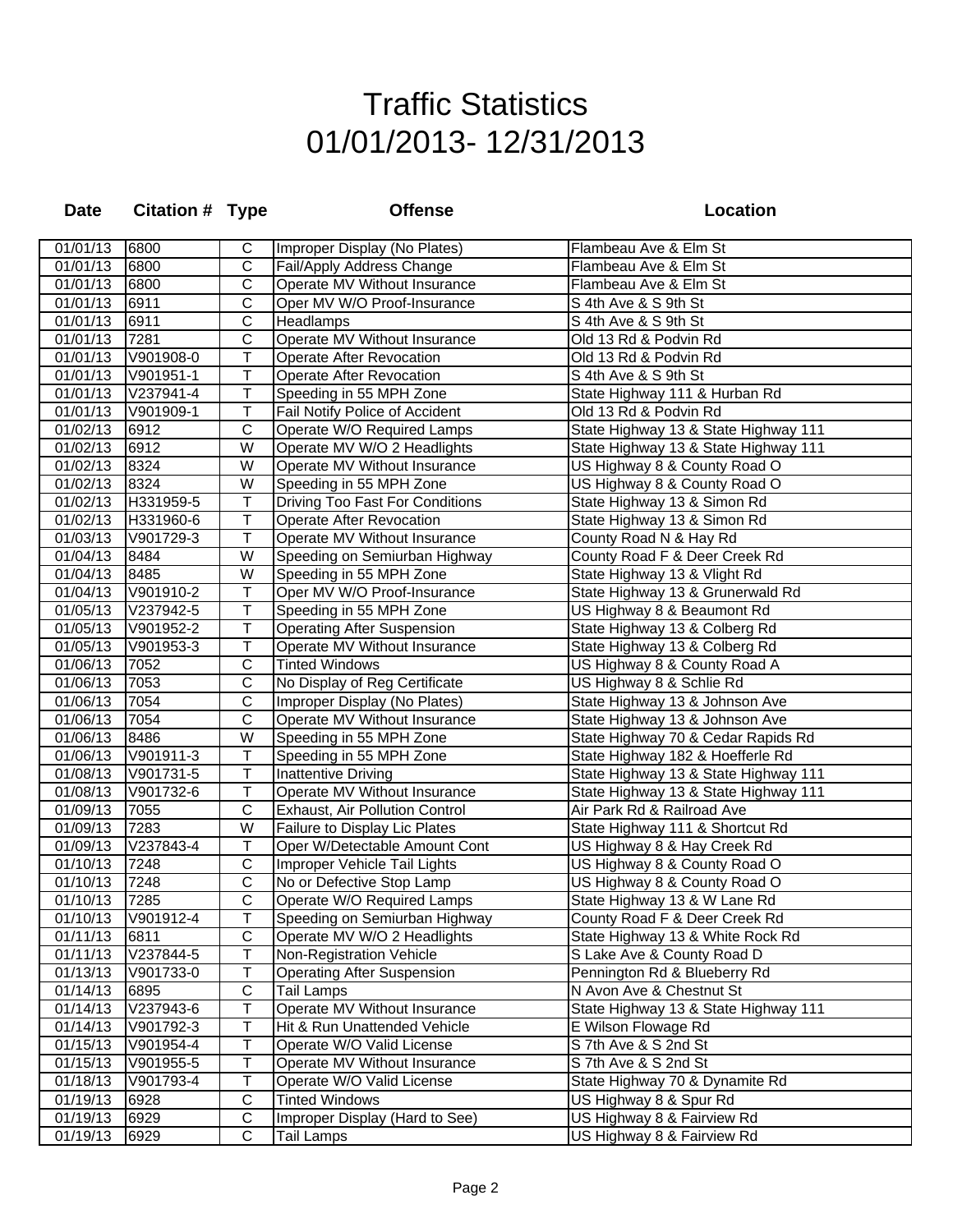# Traffic Statistics
# 01/01/2013- 12/31/2013

| Date | Citation # | Type | Offense | Location |
|---|---|---|---|---|
| 01/01/13 | 6800 | C | Improper Display (No Plates) | Flambeau Ave & Elm St |
| 01/01/13 | 6800 | C | Fail/Apply Address Change | Flambeau Ave & Elm St |
| 01/01/13 | 6800 | C | Operate MV Without Insurance | Flambeau Ave & Elm St |
| 01/01/13 | 6911 | C | Oper MV W/O Proof-Insurance | S 4th Ave & S 9th St |
| 01/01/13 | 6911 | C | Headlamps | S 4th Ave & S 9th St |
| 01/01/13 | 7281 | C | Operate MV Without Insurance | Old 13 Rd & Podvin Rd |
| 01/01/13 | V901908-0 | T | Operate After Revocation | Old 13 Rd & Podvin Rd |
| 01/01/13 | V901951-1 | T | Operate After Revocation | S 4th Ave & S 9th St |
| 01/01/13 | V237941-4 | T | Speeding in 55 MPH Zone | State Highway 111 & Hurban Rd |
| 01/01/13 | V901909-1 | T | Fail Notify Police of Accident | Old 13 Rd & Podvin Rd |
| 01/02/13 | 6912 | C | Operate W/O Required Lamps | State Highway 13 & State Highway 111 |
| 01/02/13 | 6912 | W | Operate MV W/O 2 Headlights | State Highway 13 & State Highway 111 |
| 01/02/13 | 8324 | W | Operate MV Without Insurance | US Highway 8 & County Road O |
| 01/02/13 | 8324 | W | Speeding in 55 MPH Zone | US Highway 8 & County Road O |
| 01/02/13 | H331959-5 | T | Driving Too Fast For Conditions | State Highway 13 & Simon Rd |
| 01/02/13 | H331960-6 | T | Operate After Revocation | State Highway 13 & Simon Rd |
| 01/03/13 | V901729-3 | T | Operate MV Without Insurance | County Road N & Hay Rd |
| 01/04/13 | 8484 | W | Speeding on Semiurban Highway | County Road F & Deer Creek Rd |
| 01/04/13 | 8485 | W | Speeding in 55 MPH Zone | State Highway 13 & Vlight Rd |
| 01/04/13 | V901910-2 | T | Oper MV W/O Proof-Insurance | State Highway 13 & Grunerwald Rd |
| 01/05/13 | V237942-5 | T | Speeding in 55 MPH Zone | US Highway 8 & Beaumont Rd |
| 01/05/13 | V901952-2 | T | Operating After Suspension | State Highway 13 & Colberg Rd |
| 01/05/13 | V901953-3 | T | Operate MV Without Insurance | State Highway 13 & Colberg Rd |
| 01/06/13 | 7052 | C | Tinted Windows | US Highway 8 & County Road A |
| 01/06/13 | 7053 | C | No Display of Reg Certificate | US Highway 8 & Schlie Rd |
| 01/06/13 | 7054 | C | Improper Display (No Plates) | State Highway 13 & Johnson Ave |
| 01/06/13 | 7054 | C | Operate MV Without Insurance | State Highway 13 & Johnson Ave |
| 01/06/13 | 8486 | W | Speeding in 55 MPH Zone | State Highway 70 & Cedar Rapids Rd |
| 01/06/13 | V901911-3 | T | Speeding in 55 MPH Zone | State Highway 182 & Hoefferle Rd |
| 01/08/13 | V901731-5 | T | Inattentive Driving | State Highway 13 & State Highway 111 |
| 01/08/13 | V901732-6 | T | Operate MV Without Insurance | State Highway 13 & State Highway 111 |
| 01/09/13 | 7055 | C | Exhaust, Air Pollution Control | Air Park Rd & Railroad Ave |
| 01/09/13 | 7283 | W | Failure to Display Lic Plates | State Highway 111 & Shortcut Rd |
| 01/09/13 | V237843-4 | T | Oper W/Detectable Amount Cont | US Highway 8 & Hay Creek Rd |
| 01/10/13 | 7248 | C | Improper Vehicle Tail Lights | US Highway 8 & County Road O |
| 01/10/13 | 7248 | C | No or Defective Stop Lamp | US Highway 8 & County Road O |
| 01/10/13 | 7285 | C | Operate W/O Required Lamps | State Highway 13 & W Lane Rd |
| 01/10/13 | V901912-4 | T | Speeding on Semiurban Highway | County Road F & Deer Creek Rd |
| 01/11/13 | 6811 | C | Operate MV W/O 2 Headlights | State Highway 13 & White Rock Rd |
| 01/11/13 | V237844-5 | T | Non-Registration Vehicle | S Lake Ave & County Road D |
| 01/13/13 | V901733-0 | T | Operating After Suspension | Pennington Rd & Blueberry Rd |
| 01/14/13 | 6895 | C | Tail Lamps | N Avon Ave & Chestnut St |
| 01/14/13 | V237943-6 | T | Operate MV Without Insurance | State Highway 13 & State Highway 111 |
| 01/14/13 | V901792-3 | T | Hit & Run Unattended Vehicle | E Wilson Flowage Rd |
| 01/15/13 | V901954-4 | T | Operate W/O Valid License | S 7th Ave & S 2nd St |
| 01/15/13 | V901955-5 | T | Operate MV Without Insurance | S 7th Ave & S 2nd St |
| 01/18/13 | V901793-4 | T | Operate W/O Valid License | State Highway 70 & Dynamite Rd |
| 01/19/13 | 6928 | C | Tinted Windows | US Highway 8 & Spur Rd |
| 01/19/13 | 6929 | C | Improper Display (Hard to See) | US Highway 8 & Fairview Rd |
| 01/19/13 | 6929 | C | Tail Lamps | US Highway 8 & Fairview Rd |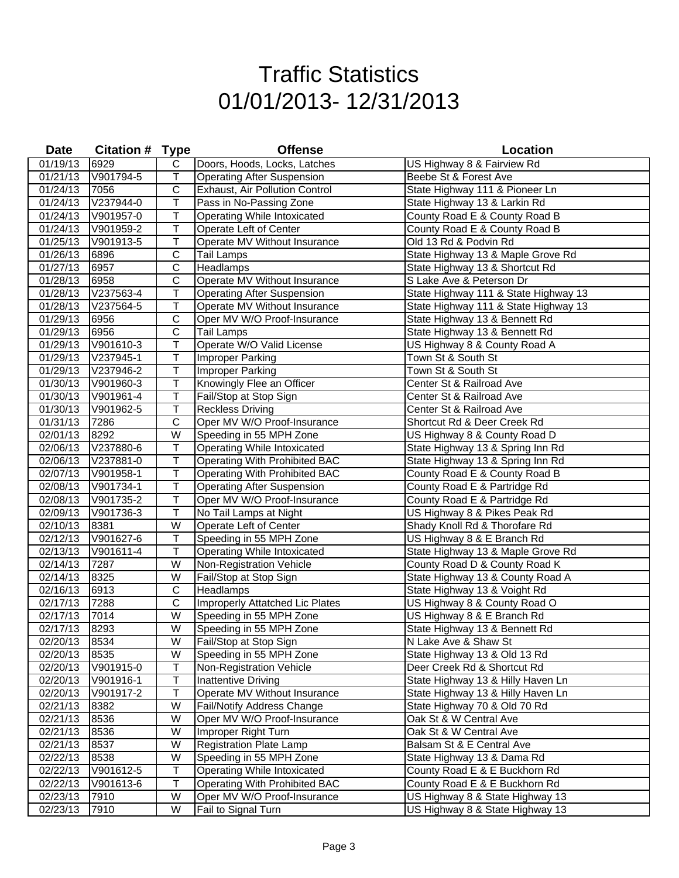# Traffic Statistics
# 01/01/2013- 12/31/2013

| Date | Citation # | Type | Offense | Location |
|---|---|---|---|---|
| 01/19/13 | 6929 | C | Doors, Hoods, Locks, Latches | US Highway 8 & Fairview Rd |
| 01/21/13 | V901794-5 | T | Operating After Suspension | Beebe St & Forest Ave |
| 01/24/13 | 7056 | C | Exhaust, Air Pollution Control | State Highway 111 & Pioneer Ln |
| 01/24/13 | V237944-0 | T | Pass in No-Passing Zone | State Highway 13 & Larkin Rd |
| 01/24/13 | V901957-0 | T | Operating While Intoxicated | County Road E & County Road B |
| 01/24/13 | V901959-2 | T | Operate Left of Center | County Road E & County Road B |
| 01/25/13 | V901913-5 | T | Operate MV Without Insurance | Old 13 Rd & Podvin Rd |
| 01/26/13 | 6896 | C | Tail Lamps | State Highway 13 & Maple Grove Rd |
| 01/27/13 | 6957 | C | Headlamps | State Highway 13 & Shortcut Rd |
| 01/28/13 | 6958 | C | Operate MV Without Insurance | S Lake Ave & Peterson Dr |
| 01/28/13 | V237563-4 | T | Operating After Suspension | State Highway 111 & State Highway 13 |
| 01/28/13 | V237564-5 | T | Operate MV Without Insurance | State Highway 111 & State Highway 13 |
| 01/29/13 | 6956 | C | Oper MV W/O Proof-Insurance | State Highway 13 & Bennett Rd |
| 01/29/13 | 6956 | C | Tail Lamps | State Highway 13 & Bennett Rd |
| 01/29/13 | V901610-3 | T | Operate W/O Valid License | US Highway 8 & County Road A |
| 01/29/13 | V237945-1 | T | Improper Parking | Town St & South St |
| 01/29/13 | V237946-2 | T | Improper Parking | Town St & South St |
| 01/30/13 | V901960-3 | T | Knowingly Flee an Officer | Center St & Railroad Ave |
| 01/30/13 | V901961-4 | T | Fail/Stop at Stop Sign | Center St & Railroad Ave |
| 01/30/13 | V901962-5 | T | Reckless Driving | Center St & Railroad Ave |
| 01/31/13 | 7286 | C | Oper MV W/O Proof-Insurance | Shortcut Rd & Deer Creek Rd |
| 02/01/13 | 8292 | W | Speeding in 55 MPH Zone | US Highway 8 & County Road D |
| 02/06/13 | V237880-6 | T | Operating While Intoxicated | State Highway 13 & Spring Inn Rd |
| 02/06/13 | V237881-0 | T | Operating With Prohibited BAC | State Highway 13 & Spring Inn Rd |
| 02/07/13 | V901958-1 | T | Operating With Prohibited BAC | County Road E & County Road B |
| 02/08/13 | V901734-1 | T | Operating After Suspension | County Road E & Partridge Rd |
| 02/08/13 | V901735-2 | T | Oper MV W/O Proof-Insurance | County Road E & Partridge Rd |
| 02/09/13 | V901736-3 | T | No Tail Lamps at Night | US Highway 8 & Pikes Peak Rd |
| 02/10/13 | 8381 | W | Operate Left of Center | Shady Knoll Rd & Thorofare Rd |
| 02/12/13 | V901627-6 | T | Speeding in 55 MPH Zone | US Highway 8 & E Branch Rd |
| 02/13/13 | V901611-4 | T | Operating While Intoxicated | State Highway 13 & Maple Grove Rd |
| 02/14/13 | 7287 | W | Non-Registration Vehicle | County Road D & County Road K |
| 02/14/13 | 8325 | W | Fail/Stop at Stop Sign | State Highway 13 & County Road A |
| 02/16/13 | 6913 | C | Headlamps | State Highway 13 & Voight Rd |
| 02/17/13 | 7288 | C | Improperly Attatched Lic Plates | US Highway 8 & County Road O |
| 02/17/13 | 7014 | W | Speeding in 55 MPH Zone | US Highway 8 & E Branch Rd |
| 02/17/13 | 8293 | W | Speeding in 55 MPH Zone | State Highway 13 & Bennett Rd |
| 02/20/13 | 8534 | W | Fail/Stop at Stop Sign | N Lake Ave & Shaw St |
| 02/20/13 | 8535 | W | Speeding in 55 MPH Zone | State Highway 13 & Old 13 Rd |
| 02/20/13 | V901915-0 | T | Non-Registration Vehicle | Deer Creek Rd & Shortcut Rd |
| 02/20/13 | V901916-1 | T | Inattentive Driving | State Highway 13 & Hilly Haven Ln |
| 02/20/13 | V901917-2 | T | Operate MV Without Insurance | State Highway 13 & Hilly Haven Ln |
| 02/21/13 | 8382 | W | Fail/Notify Address Change | State Highway 70 & Old 70 Rd |
| 02/21/13 | 8536 | W | Oper MV W/O Proof-Insurance | Oak St & W Central Ave |
| 02/21/13 | 8536 | W | Improper Right Turn | Oak St & W Central Ave |
| 02/21/13 | 8537 | W | Registration Plate Lamp | Balsam St & E Central Ave |
| 02/22/13 | 8538 | W | Speeding in 55 MPH Zone | State Highway 13 & Dama Rd |
| 02/22/13 | V901612-5 | T | Operating While Intoxicated | County Road E & E Buckhorn Rd |
| 02/22/13 | V901613-6 | T | Operating With Prohibited BAC | County Road E & E Buckhorn Rd |
| 02/23/13 | 7910 | W | Oper MV W/O Proof-Insurance | US Highway 8 & State Highway 13 |
| 02/23/13 | 7910 | W | Fail to Signal Turn | US Highway 8 & State Highway 13 |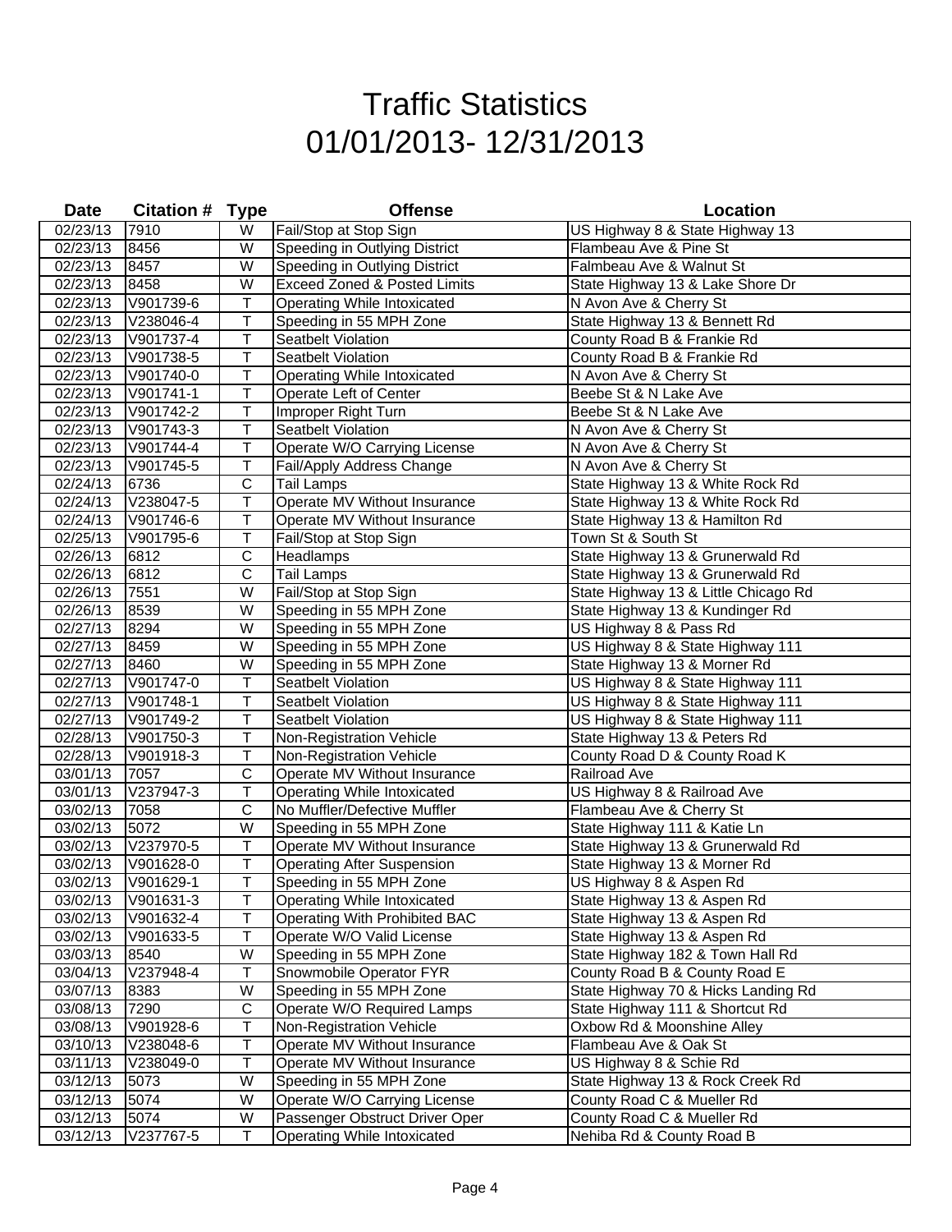# Traffic Statistics
# 01/01/2013- 12/31/2013

| Date | Citation # | Type | Offense | Location |
|---|---|---|---|---|
| 02/23/13 | 7910 | W | Fail/Stop at Stop Sign | US Highway 8 & State Highway 13 |
| 02/23/13 | 8456 | W | Speeding in Outlying District | Flambeau Ave & Pine St |
| 02/23/13 | 8457 | W | Speeding in Outlying District | Falmbeau Ave & Walnut St |
| 02/23/13 | 8458 | W | Exceed Zoned & Posted Limits | State Highway 13 & Lake Shore Dr |
| 02/23/13 | V901739-6 | T | Operating While Intoxicated | N Avon Ave & Cherry St |
| 02/23/13 | V238046-4 | T | Speeding in 55 MPH Zone | State Highway 13 & Bennett Rd |
| 02/23/13 | V901737-4 | T | Seatbelt Violation | County Road B & Frankie Rd |
| 02/23/13 | V901738-5 | T | Seatbelt Violation | County Road B & Frankie Rd |
| 02/23/13 | V901740-0 | T | Operating While Intoxicated | N Avon Ave & Cherry St |
| 02/23/13 | V901741-1 | T | Operate Left of Center | Beebe St & N Lake Ave |
| 02/23/13 | V901742-2 | T | Improper Right Turn | Beebe St & N Lake Ave |
| 02/23/13 | V901743-3 | T | Seatbelt Violation | N Avon Ave & Cherry St |
| 02/23/13 | V901744-4 | T | Operate W/O Carrying License | N Avon Ave & Cherry St |
| 02/23/13 | V901745-5 | T | Fail/Apply Address Change | N Avon Ave & Cherry St |
| 02/24/13 | 6736 | C | Tail Lamps | State Highway 13 & White Rock Rd |
| 02/24/13 | V238047-5 | T | Operate MV Without Insurance | State Highway 13 & White Rock Rd |
| 02/24/13 | V901746-6 | T | Operate MV Without Insurance | State Highway 13 & Hamilton Rd |
| 02/25/13 | V901795-6 | T | Fail/Stop at Stop Sign | Town St & South St |
| 02/26/13 | 6812 | C | Headlamps | State Highway 13 & Grunerwald Rd |
| 02/26/13 | 6812 | C | Tail Lamps | State Highway 13 & Grunerwald Rd |
| 02/26/13 | 7551 | W | Fail/Stop at Stop Sign | State Highway 13 & Little Chicago Rd |
| 02/26/13 | 8539 | W | Speeding in 55 MPH Zone | State Highway 13 & Kundinger Rd |
| 02/27/13 | 8294 | W | Speeding in 55 MPH Zone | US Highway 8 & Pass Rd |
| 02/27/13 | 8459 | W | Speeding in 55 MPH Zone | US Highway 8 & State Highway 111 |
| 02/27/13 | 8460 | W | Speeding in 55 MPH Zone | State Highway 13 & Morner Rd |
| 02/27/13 | V901747-0 | T | Seatbelt Violation | US Highway 8 & State Highway 111 |
| 02/27/13 | V901748-1 | T | Seatbelt Violation | US Highway 8 & State Highway 111 |
| 02/27/13 | V901749-2 | T | Seatbelt Violation | US Highway 8 & State Highway 111 |
| 02/28/13 | V901750-3 | T | Non-Registration Vehicle | State Highway 13 & Peters Rd |
| 02/28/13 | V901918-3 | T | Non-Registration Vehicle | County Road D & County Road K |
| 03/01/13 | 7057 | C | Operate MV Without Insurance | Railroad Ave |
| 03/01/13 | V237947-3 | T | Operating While Intoxicated | US Highway 8 & Railroad Ave |
| 03/02/13 | 7058 | C | No Muffler/Defective Muffler | Flambeau Ave & Cherry St |
| 03/02/13 | 5072 | W | Speeding in 55 MPH Zone | State Highway 111 & Katie Ln |
| 03/02/13 | V237970-5 | T | Operate MV Without Insurance | State Highway 13 & Grunerwald Rd |
| 03/02/13 | V901628-0 | T | Operating After Suspension | State Highway 13 & Morner Rd |
| 03/02/13 | V901629-1 | T | Speeding in 55 MPH Zone | US Highway 8 & Aspen Rd |
| 03/02/13 | V901631-3 | T | Operating While Intoxicated | State Highway 13 & Aspen Rd |
| 03/02/13 | V901632-4 | T | Operating With Prohibited BAC | State Highway 13 & Aspen Rd |
| 03/02/13 | V901633-5 | T | Operate W/O Valid License | State Highway 13 & Aspen Rd |
| 03/03/13 | 8540 | W | Speeding in 55 MPH Zone | State Highway 182 & Town Hall Rd |
| 03/04/13 | V237948-4 | T | Snowmobile Operator FYR | County Road B & County Road E |
| 03/07/13 | 8383 | W | Speeding in 55 MPH Zone | State Highway 70 & Hicks Landing Rd |
| 03/08/13 | 7290 | C | Operate W/O Required Lamps | State Highway 111 & Shortcut Rd |
| 03/08/13 | V901928-6 | T | Non-Registration Vehicle | Oxbow Rd & Moonshine Alley |
| 03/10/13 | V238048-6 | T | Operate MV Without Insurance | Flambeau Ave & Oak St |
| 03/11/13 | V238049-0 | T | Operate MV Without Insurance | US Highway 8 & Schie Rd |
| 03/12/13 | 5073 | W | Speeding in 55 MPH Zone | State Highway 13 & Rock Creek Rd |
| 03/12/13 | 5074 | W | Operate W/O Carrying License | County Road C & Mueller Rd |
| 03/12/13 | 5074 | W | Passenger Obstruct Driver Oper | County Road C & Mueller Rd |
| 03/12/13 | V237767-5 | T | Operating While Intoxicated | Nehiba Rd & County Road B |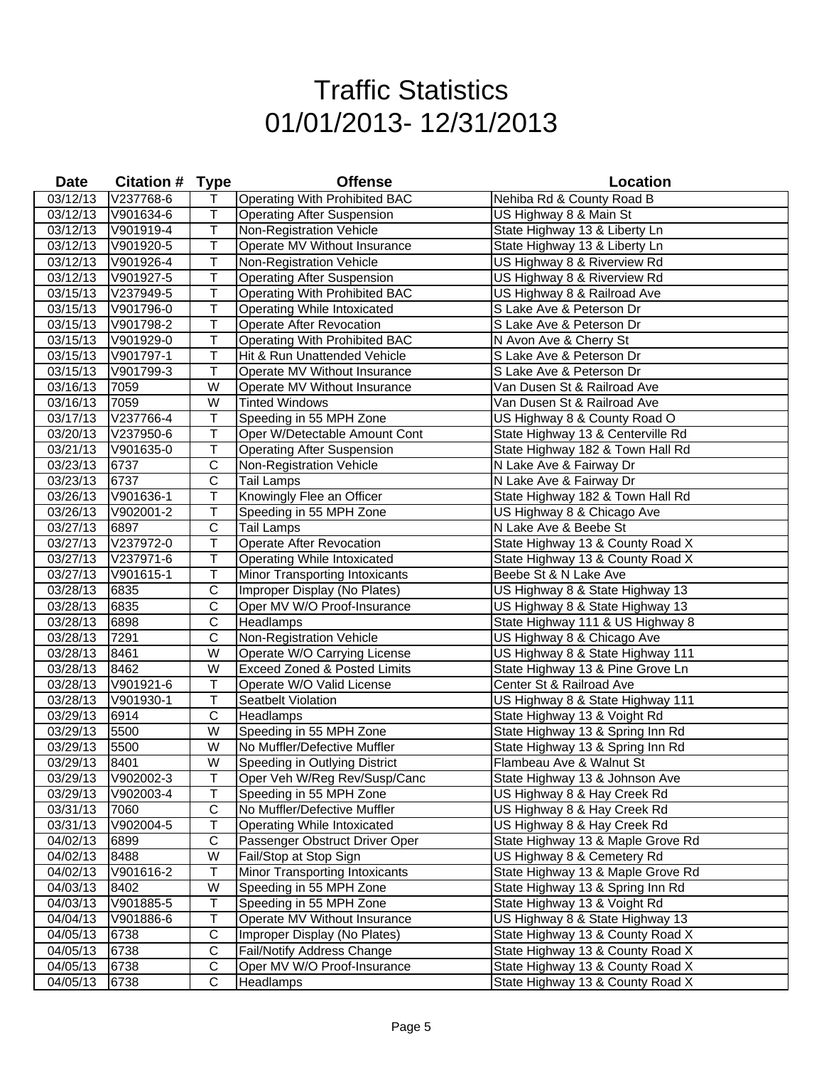# Traffic Statistics
# 01/01/2013- 12/31/2013

| Date | Citation # | Type | Offense | Location |
|---|---|---|---|---|
| 03/12/13 | V237768-6 | T | Operating With Prohibited BAC | Nehiba Rd & County Road B |
| 03/12/13 | V901634-6 | T | Operating After Suspension | US Highway 8 & Main St |
| 03/12/13 | V901919-4 | T | Non-Registration Vehicle | State Highway 13 & Liberty Ln |
| 03/12/13 | V901920-5 | T | Operate MV Without Insurance | State Highway 13 & Liberty Ln |
| 03/12/13 | V901926-4 | T | Non-Registration Vehicle | US Highway 8 & Riverview Rd |
| 03/12/13 | V901927-5 | T | Operating After Suspension | US Highway 8 & Riverview Rd |
| 03/15/13 | V237949-5 | T | Operating With Prohibited BAC | US Highway 8 & Railroad Ave |
| 03/15/13 | V901796-0 | T | Operating While Intoxicated | S Lake Ave & Peterson Dr |
| 03/15/13 | V901798-2 | T | Operate After Revocation | S Lake Ave & Peterson Dr |
| 03/15/13 | V901929-0 | T | Operating With Prohibited BAC | N Avon Ave & Cherry St |
| 03/15/13 | V901797-1 | T | Hit & Run Unattended Vehicle | S Lake Ave & Peterson Dr |
| 03/15/13 | V901799-3 | T | Operate MV Without Insurance | S Lake Ave & Peterson Dr |
| 03/16/13 | 7059 | W | Operate MV Without Insurance | Van Dusen St & Railroad Ave |
| 03/16/13 | 7059 | W | Tinted Windows | Van Dusen St & Railroad Ave |
| 03/17/13 | V237766-4 | T | Speeding in 55 MPH Zone | US Highway 8 & County Road O |
| 03/20/13 | V237950-6 | T | Oper W/Detectable Amount Cont | State Highway 13 & Centerville Rd |
| 03/21/13 | V901635-0 | T | Operating After Suspension | State Highway 182 & Town Hall Rd |
| 03/23/13 | 6737 | C | Non-Registration Vehicle | N Lake Ave & Fairway Dr |
| 03/23/13 | 6737 | C | Tail Lamps | N Lake Ave & Fairway Dr |
| 03/26/13 | V901636-1 | T | Knowingly Flee an Officer | State Highway 182 & Town Hall Rd |
| 03/26/13 | V902001-2 | T | Speeding in 55 MPH Zone | US Highway 8 & Chicago Ave |
| 03/27/13 | 6897 | C | Tail Lamps | N Lake Ave & Beebe St |
| 03/27/13 | V237972-0 | T | Operate After Revocation | State Highway 13 & County Road X |
| 03/27/13 | V237971-6 | T | Operating While Intoxicated | State Highway 13 & County Road X |
| 03/27/13 | V901615-1 | T | Minor Transporting Intoxicants | Beebe St & N Lake Ave |
| 03/28/13 | 6835 | C | Improper Display (No Plates) | US Highway 8 & State Highway 13 |
| 03/28/13 | 6835 | C | Oper MV W/O Proof-Insurance | US Highway 8 & State Highway 13 |
| 03/28/13 | 6898 | C | Headlamps | State Highway 111 & US Highway 8 |
| 03/28/13 | 7291 | C | Non-Registration Vehicle | US Highway 8 & Chicago Ave |
| 03/28/13 | 8461 | W | Operate W/O Carrying License | US Highway 8 & State Highway 111 |
| 03/28/13 | 8462 | W | Exceed Zoned & Posted Limits | State Highway 13 & Pine Grove Ln |
| 03/28/13 | V901921-6 | T | Operate W/O Valid License | Center St & Railroad Ave |
| 03/28/13 | V901930-1 | T | Seatbelt Violation | US Highway 8 & State Highway 111 |
| 03/29/13 | 6914 | C | Headlamps | State Highway 13 & Voight Rd |
| 03/29/13 | 5500 | W | Speeding in 55 MPH Zone | State Highway 13 & Spring Inn Rd |
| 03/29/13 | 5500 | W | No Muffler/Defective Muffler | State Highway 13 & Spring Inn Rd |
| 03/29/13 | 8401 | W | Speeding in Outlying District | Flambeau Ave & Walnut St |
| 03/29/13 | V902002-3 | T | Oper Veh W/Reg Rev/Susp/Canc | State Highway 13 & Johnson Ave |
| 03/29/13 | V902003-4 | T | Speeding in 55 MPH Zone | US Highway 8 & Hay Creek Rd |
| 03/31/13 | 7060 | C | No Muffler/Defective Muffler | US Highway 8 & Hay Creek Rd |
| 03/31/13 | V902004-5 | T | Operating While Intoxicated | US Highway 8 & Hay Creek Rd |
| 04/02/13 | 6899 | C | Passenger Obstruct Driver Oper | State Highway 13 & Maple Grove Rd |
| 04/02/13 | 8488 | W | Fail/Stop at Stop Sign | US Highway 8 & Cemetery Rd |
| 04/02/13 | V901616-2 | T | Minor Transporting Intoxicants | State Highway 13 & Maple Grove Rd |
| 04/03/13 | 8402 | W | Speeding in 55 MPH Zone | State Highway 13 & Spring Inn Rd |
| 04/03/13 | V901885-5 | T | Speeding in 55 MPH Zone | State Highway 13 & Voight Rd |
| 04/04/13 | V901886-6 | T | Operate MV Without Insurance | US Highway 8 & State Highway 13 |
| 04/05/13 | 6738 | C | Improper Display (No Plates) | State Highway 13 & County Road X |
| 04/05/13 | 6738 | C | Fail/Notify Address Change | State Highway 13 & County Road X |
| 04/05/13 | 6738 | C | Oper MV W/O Proof-Insurance | State Highway 13 & County Road X |
| 04/05/13 | 6738 | C | Headlamps | State Highway 13 & County Road X |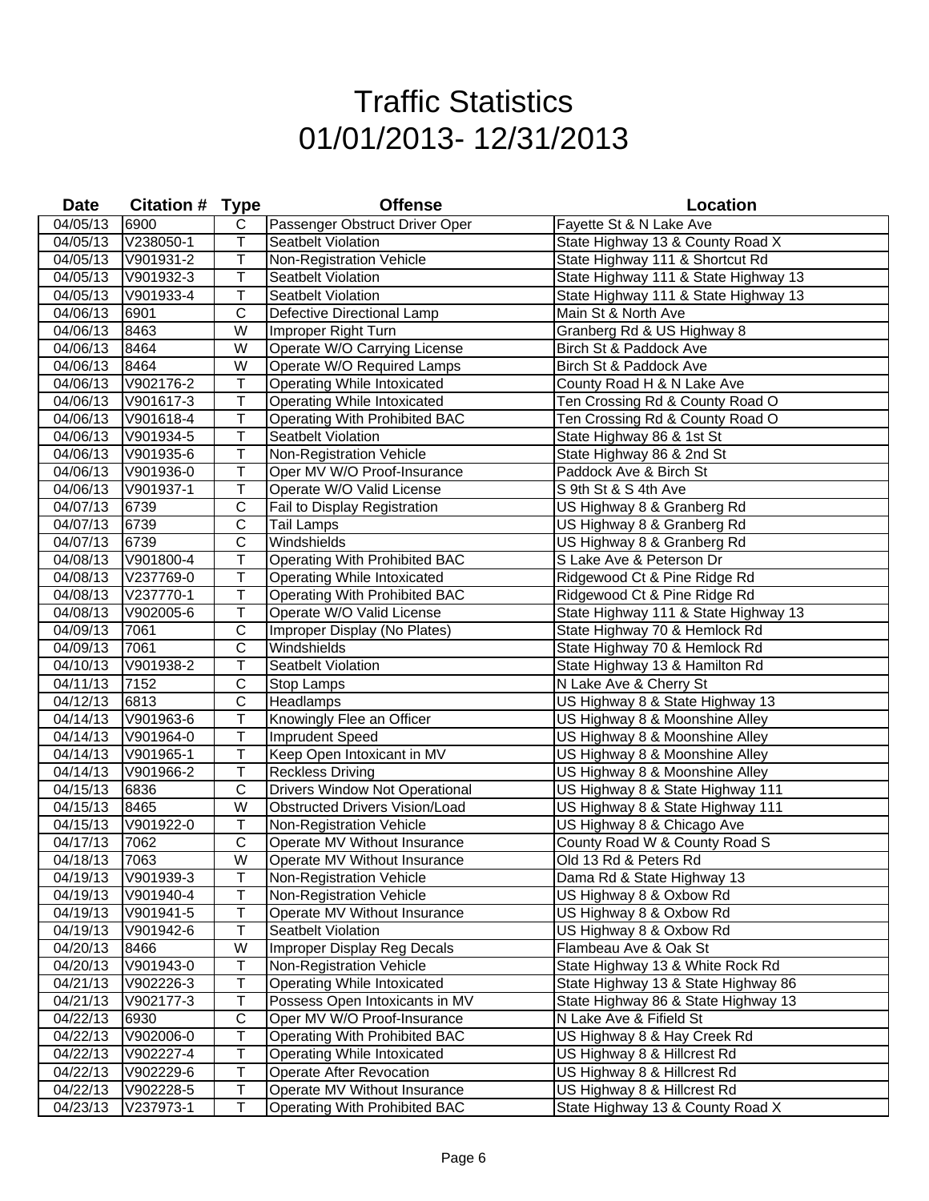# Traffic Statistics
# 01/01/2013- 12/31/2013

| Date | Citation # | Type | Offense | Location |
|---|---|---|---|---|
| 04/05/13 | 6900 | C | Passenger Obstruct Driver Oper | Fayette St & N Lake Ave |
| 04/05/13 | V238050-1 | T | Seatbelt Violation | State Highway 13 & County Road X |
| 04/05/13 | V901931-2 | T | Non-Registration Vehicle | State Highway 111 & Shortcut Rd |
| 04/05/13 | V901932-3 | T | Seatbelt Violation | State Highway 111 & State Highway 13 |
| 04/05/13 | V901933-4 | T | Seatbelt Violation | State Highway 111 & State Highway 13 |
| 04/06/13 | 6901 | C | Defective Directional Lamp | Main St & North Ave |
| 04/06/13 | 8463 | W | Improper Right Turn | Granberg Rd & US Highway 8 |
| 04/06/13 | 8464 | W | Operate W/O Carrying License | Birch St & Paddock Ave |
| 04/06/13 | 8464 | W | Operate W/O Required Lamps | Birch St & Paddock Ave |
| 04/06/13 | V902176-2 | T | Operating While Intoxicated | County Road H & N Lake Ave |
| 04/06/13 | V901617-3 | T | Operating While Intoxicated | Ten Crossing Rd & County Road O |
| 04/06/13 | V901618-4 | T | Operating With Prohibited BAC | Ten Crossing Rd & County Road O |
| 04/06/13 | V901934-5 | T | Seatbelt Violation | State Highway 86 & 1st St |
| 04/06/13 | V901935-6 | T | Non-Registration Vehicle | State Highway 86 & 2nd St |
| 04/06/13 | V901936-0 | T | Oper MV W/O Proof-Insurance | Paddock Ave & Birch St |
| 04/06/13 | V901937-1 | T | Operate W/O Valid License | S 9th St & S 4th Ave |
| 04/07/13 | 6739 | C | Fail to Display Registration | US Highway 8 & Granberg Rd |
| 04/07/13 | 6739 | C | Tail Lamps | US Highway 8 & Granberg Rd |
| 04/07/13 | 6739 | C | Windshields | US Highway 8 & Granberg Rd |
| 04/08/13 | V901800-4 | T | Operating With Prohibited BAC | S Lake Ave & Peterson Dr |
| 04/08/13 | V237769-0 | T | Operating While Intoxicated | Ridgewood Ct & Pine Ridge Rd |
| 04/08/13 | V237770-1 | T | Operating With Prohibited BAC | Ridgewood Ct & Pine Ridge Rd |
| 04/08/13 | V902005-6 | T | Operate W/O Valid License | State Highway 111 & State Highway 13 |
| 04/09/13 | 7061 | C | Improper Display (No Plates) | State Highway 70 & Hemlock Rd |
| 04/09/13 | 7061 | C | Windshields | State Highway 70 & Hemlock Rd |
| 04/10/13 | V901938-2 | T | Seatbelt Violation | State Highway 13 & Hamilton Rd |
| 04/11/13 | 7152 | C | Stop Lamps | N Lake Ave & Cherry St |
| 04/12/13 | 6813 | C | Headlamps | US Highway 8 & State Highway 13 |
| 04/14/13 | V901963-6 | T | Knowingly Flee an Officer | US Highway 8 & Moonshine Alley |
| 04/14/13 | V901964-0 | T | Imprudent Speed | US Highway 8 & Moonshine Alley |
| 04/14/13 | V901965-1 | T | Keep Open Intoxicant in MV | US Highway 8 & Moonshine Alley |
| 04/14/13 | V901966-2 | T | Reckless Driving | US Highway 8 & Moonshine Alley |
| 04/15/13 | 6836 | C | Drivers Window Not Operational | US Highway 8 & State Highway 111 |
| 04/15/13 | 8465 | W | Obstructed Drivers Vision/Load | US Highway 8 & State Highway 111 |
| 04/15/13 | V901922-0 | T | Non-Registration Vehicle | US Highway 8 & Chicago Ave |
| 04/17/13 | 7062 | C | Operate MV Without Insurance | County Road W & County Road S |
| 04/18/13 | 7063 | W | Operate MV Without Insurance | Old 13 Rd & Peters Rd |
| 04/19/13 | V901939-3 | T | Non-Registration Vehicle | Dama Rd & State Highway 13 |
| 04/19/13 | V901940-4 | T | Non-Registration Vehicle | US Highway 8 & Oxbow Rd |
| 04/19/13 | V901941-5 | T | Operate MV Without Insurance | US Highway 8 & Oxbow Rd |
| 04/19/13 | V901942-6 | T | Seatbelt Violation | US Highway 8 & Oxbow Rd |
| 04/20/13 | 8466 | W | Improper Display Reg Decals | Flambeau Ave & Oak St |
| 04/20/13 | V901943-0 | T | Non-Registration Vehicle | State Highway 13 & White Rock Rd |
| 04/21/13 | V902226-3 | T | Operating While Intoxicated | State Highway 13 & State Highway 86 |
| 04/21/13 | V902177-3 | T | Possess Open Intoxicants in MV | State Highway 86 & State Highway 13 |
| 04/22/13 | 6930 | C | Oper MV W/O Proof-Insurance | N Lake Ave & Fifield St |
| 04/22/13 | V902006-0 | T | Operating With Prohibited BAC | US Highway 8 & Hay Creek Rd |
| 04/22/13 | V902227-4 | T | Operating While Intoxicated | US Highway 8 & Hillcrest Rd |
| 04/22/13 | V902229-6 | T | Operate After Revocation | US Highway 8 & Hillcrest Rd |
| 04/22/13 | V902228-5 | T | Operate MV Without Insurance | US Highway 8 & Hillcrest Rd |
| 04/23/13 | V237973-1 | T | Operating With Prohibited BAC | State Highway 13 & County Road X |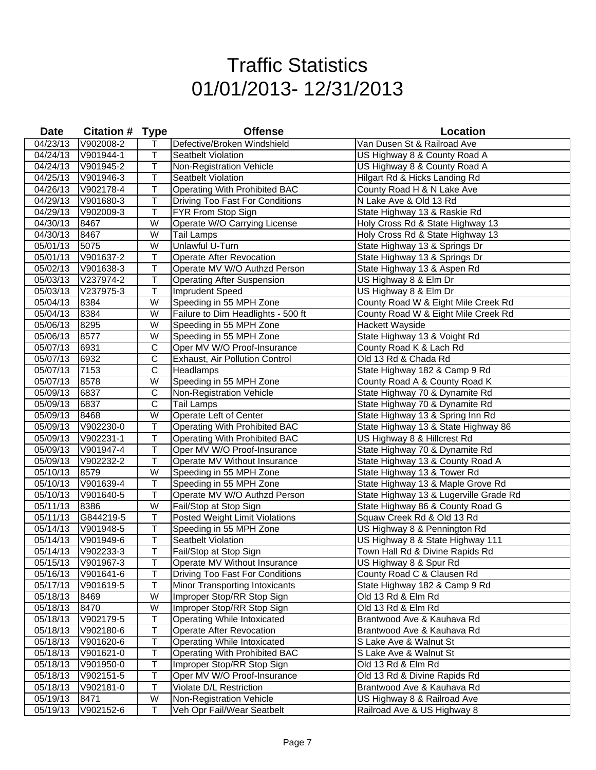# Traffic Statistics
# 01/01/2013- 12/31/2013

| Date | Citation # | Type | Offense | Location |
|---|---|---|---|---|
| 04/23/13 | V902008-2 | T | Defective/Broken Windshield | Van Dusen St & Railroad Ave |
| 04/24/13 | V901944-1 | T | Seatbelt Violation | US Highway 8 & County Road A |
| 04/24/13 | V901945-2 | T | Non-Registration Vehicle | US Highway 8 & County Road A |
| 04/25/13 | V901946-3 | T | Seatbelt Violation | Hilgart Rd & Hicks Landing Rd |
| 04/26/13 | V902178-4 | T | Operating With Prohibited BAC | County Road H & N Lake Ave |
| 04/29/13 | V901680-3 | T | Driving Too Fast For Conditions | N Lake Ave & Old 13 Rd |
| 04/29/13 | V902009-3 | T | FYR From Stop Sign | State Highway 13 & Raskie Rd |
| 04/30/13 | 8467 | W | Operate W/O Carrying License | Holy Cross Rd & State Highway 13 |
| 04/30/13 | 8467 | W | Tail Lamps | Holy Cross Rd & State Highway 13 |
| 05/01/13 | 5075 | W | Unlawful U-Turn | State Highway 13 & Springs Dr |
| 05/01/13 | V901637-2 | T | Operate After Revocation | State Highway 13 & Springs Dr |
| 05/02/13 | V901638-3 | T | Operate MV W/O Authzd Person | State Highway 13 & Aspen Rd |
| 05/03/13 | V237974-2 | T | Operating After Suspension | US Highway 8 & Elm Dr |
| 05/03/13 | V237975-3 | T | Imprudent Speed | US Highway 8 & Elm Dr |
| 05/04/13 | 8384 | W | Speeding in 55 MPH Zone | County Road W & Eight Mile Creek Rd |
| 05/04/13 | 8384 | W | Failure to Dim Headlights - 500 ft | County Road W & Eight Mile Creek Rd |
| 05/06/13 | 8295 | W | Speeding in 55 MPH Zone | Hackett Wayside |
| 05/06/13 | 8577 | W | Speeding in 55 MPH Zone | State Highway 13 & Voight Rd |
| 05/07/13 | 6931 | C | Oper MV W/O Proof-Insurance | County Road K & Lach Rd |
| 05/07/13 | 6932 | C | Exhaust, Air Pollution Control | Old 13 Rd & Chada Rd |
| 05/07/13 | 7153 | C | Headlamps | State Highway 182 & Camp 9 Rd |
| 05/07/13 | 8578 | W | Speeding in 55 MPH Zone | County Road A & County Road K |
| 05/09/13 | 6837 | C | Non-Registration Vehicle | State Highway 70 & Dynamite Rd |
| 05/09/13 | 6837 | C | Tail Lamps | State Highway 70 & Dynamite Rd |
| 05/09/13 | 8468 | W | Operate Left of Center | State Highway 13 & Spring Inn Rd |
| 05/09/13 | V902230-0 | T | Operating With Prohibited BAC | State Highway 13 & State Highway 86 |
| 05/09/13 | V902231-1 | T | Operating With Prohibited BAC | US Highway 8 & Hillcrest Rd |
| 05/09/13 | V901947-4 | T | Oper MV W/O Proof-Insurance | State Highway 70 & Dynamite Rd |
| 05/09/13 | V902232-2 | T | Operate MV Without Insurance | State Highway 13 & County Road A |
| 05/10/13 | 8579 | W | Speeding in 55 MPH Zone | State Highway 13 & Tower Rd |
| 05/10/13 | V901639-4 | T | Speeding in 55 MPH Zone | State Highway 13 & Maple Grove Rd |
| 05/10/13 | V901640-5 | T | Operate MV W/O Authzd Person | State Highway 13 & Lugerville Grade Rd |
| 05/11/13 | 8386 | W | Fail/Stop at Stop Sign | State Highway 86 & County Road G |
| 05/11/13 | G844219-5 | T | Posted Weight Limit Violations | Squaw Creek Rd & Old 13 Rd |
| 05/14/13 | V901948-5 | T | Speeding in 55 MPH Zone | US Highway 8 & Pennington Rd |
| 05/14/13 | V901949-6 | T | Seatbelt Violation | US Highway 8 & State Highway 111 |
| 05/14/13 | V902233-3 | T | Fail/Stop at Stop Sign | Town Hall Rd & Divine Rapids Rd |
| 05/15/13 | V901967-3 | T | Operate MV Without Insurance | US Highway 8 & Spur Rd |
| 05/16/13 | V901641-6 | T | Driving Too Fast For Conditions | County Road C & Clausen Rd |
| 05/17/13 | V901619-5 | T | Minor Transporting Intoxicants | State Highway 182 & Camp 9 Rd |
| 05/18/13 | 8469 | W | Improper Stop/RR Stop Sign | Old 13 Rd & Elm Rd |
| 05/18/13 | 8470 | W | Improper Stop/RR Stop Sign | Old 13 Rd & Elm Rd |
| 05/18/13 | V902179-5 | T | Operating While Intoxicated | Brantwood Ave & Kauhava Rd |
| 05/18/13 | V902180-6 | T | Operate After Revocation | Brantwood Ave & Kauhava Rd |
| 05/18/13 | V901620-6 | T | Operating While Intoxicated | S Lake Ave & Walnut St |
| 05/18/13 | V901621-0 | T | Operating With Prohibited BAC | S Lake Ave & Walnut St |
| 05/18/13 | V901950-0 | T | Improper Stop/RR Stop Sign | Old 13 Rd & Elm Rd |
| 05/18/13 | V902151-5 | T | Oper MV W/O Proof-Insurance | Old 13 Rd & Divine Rapids Rd |
| 05/18/13 | V902181-0 | T | Violate D/L Restriction | Brantwood Ave & Kauhava Rd |
| 05/19/13 | 8471 | W | Non-Registration Vehicle | US Highway 8 & Railroad Ave |
| 05/19/13 | V902152-6 | T | Veh Opr Fail/Wear Seatbelt | Railroad Ave & US Highway 8 |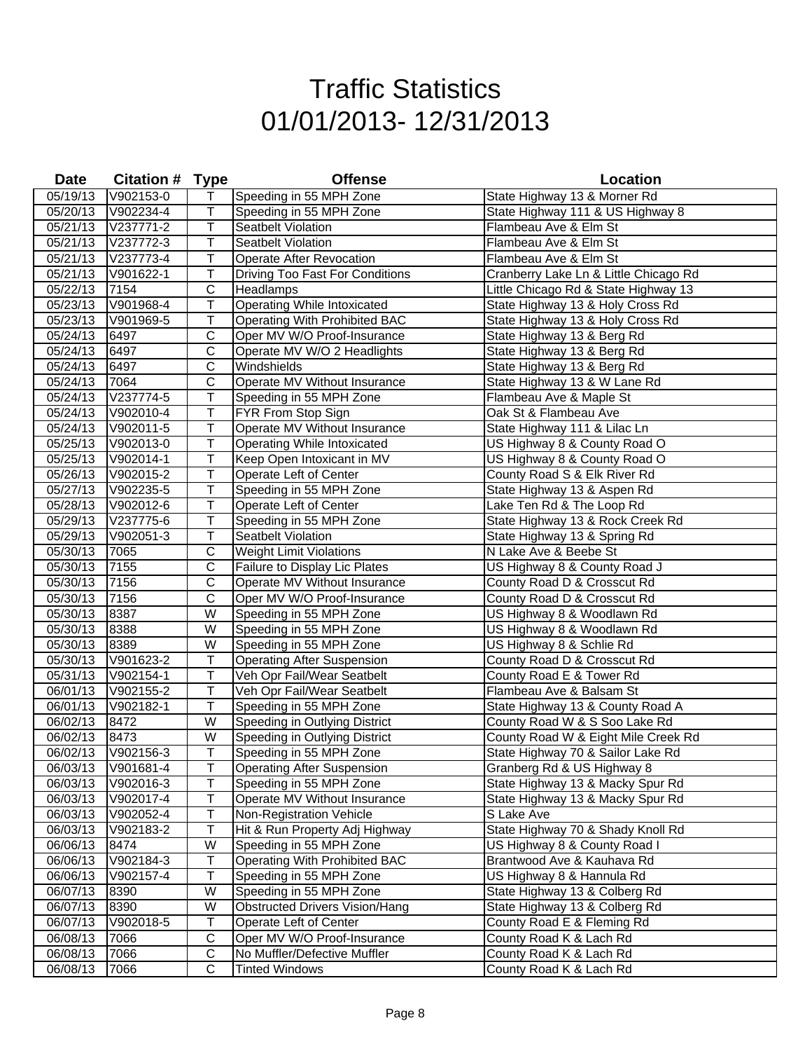# Traffic Statistics
# 01/01/2013- 12/31/2013

| Date | Citation # | Type | Offense | Location |
|---|---|---|---|---|
| 05/19/13 | V902153-0 | T | Speeding in 55 MPH Zone | State Highway 13 & Morner Rd |
| 05/20/13 | V902234-4 | T | Speeding in 55 MPH Zone | State Highway 111 & US Highway 8 |
| 05/21/13 | V237771-2 | T | Seatbelt Violation | Flambeau Ave & Elm St |
| 05/21/13 | V237772-3 | T | Seatbelt Violation | Flambeau Ave & Elm St |
| 05/21/13 | V237773-4 | T | Operate After Revocation | Flambeau Ave & Elm St |
| 05/21/13 | V901622-1 | T | Driving Too Fast For Conditions | Cranberry Lake Ln & Little Chicago Rd |
| 05/22/13 | 7154 | C | Headlamps | Little Chicago Rd & State Highway 13 |
| 05/23/13 | V901968-4 | T | Operating While Intoxicated | State Highway 13 & Holy Cross Rd |
| 05/23/13 | V901969-5 | T | Operating With Prohibited BAC | State Highway 13 & Holy Cross Rd |
| 05/24/13 | 6497 | C | Oper MV W/O Proof-Insurance | State Highway 13 & Berg Rd |
| 05/24/13 | 6497 | C | Operate MV W/O 2 Headlights | State Highway 13 & Berg Rd |
| 05/24/13 | 6497 | C | Windshields | State Highway 13 & Berg Rd |
| 05/24/13 | 7064 | C | Operate MV Without Insurance | State Highway 13 & W Lane Rd |
| 05/24/13 | V237774-5 | T | Speeding in 55 MPH Zone | Flambeau Ave & Maple St |
| 05/24/13 | V902010-4 | T | FYR From Stop Sign | Oak St & Flambeau Ave |
| 05/24/13 | V902011-5 | T | Operate MV Without Insurance | State Highway 111 & Lilac Ln |
| 05/25/13 | V902013-0 | T | Operating While Intoxicated | US Highway 8 & County Road O |
| 05/25/13 | V902014-1 | T | Keep Open Intoxicant in MV | US Highway 8 & County Road O |
| 05/26/13 | V902015-2 | T | Operate Left of Center | County Road S & Elk River Rd |
| 05/27/13 | V902235-5 | T | Speeding in 55 MPH Zone | State Highway 13 & Aspen Rd |
| 05/28/13 | V902012-6 | T | Operate Left of Center | Lake Ten Rd & The Loop Rd |
| 05/29/13 | V237775-6 | T | Speeding in 55 MPH Zone | State Highway 13 & Rock Creek Rd |
| 05/29/13 | V902051-3 | T | Seatbelt Violation | State Highway 13 & Spring Rd |
| 05/30/13 | 7065 | C | Weight Limit Violations | N Lake Ave & Beebe St |
| 05/30/13 | 7155 | C | Failure to Display Lic Plates | US Highway 8 & County Road J |
| 05/30/13 | 7156 | C | Operate MV Without Insurance | County Road D & Crosscut Rd |
| 05/30/13 | 7156 | C | Oper MV W/O Proof-Insurance | County Road D & Crosscut Rd |
| 05/30/13 | 8387 | W | Speeding in 55 MPH Zone | US Highway 8 & Woodlawn Rd |
| 05/30/13 | 8388 | W | Speeding in 55 MPH Zone | US Highway 8 & Woodlawn Rd |
| 05/30/13 | 8389 | W | Speeding in 55 MPH Zone | US Highway 8 & Schlie Rd |
| 05/30/13 | V901623-2 | T | Operating After Suspension | County Road D & Crosscut Rd |
| 05/31/13 | V902154-1 | T | Veh Opr Fail/Wear Seatbelt | County Road E & Tower Rd |
| 06/01/13 | V902155-2 | T | Veh Opr Fail/Wear Seatbelt | Flambeau Ave & Balsam St |
| 06/01/13 | V902182-1 | T | Speeding in 55 MPH Zone | State Highway 13 & County Road A |
| 06/02/13 | 8472 | W | Speeding in Outlying District | County Road W & S Soo Lake Rd |
| 06/02/13 | 8473 | W | Speeding in Outlying District | County Road W & Eight Mile Creek Rd |
| 06/02/13 | V902156-3 | T | Speeding in 55 MPH Zone | State Highway 70 & Sailor Lake Rd |
| 06/03/13 | V901681-4 | T | Operating After Suspension | Granberg Rd & US Highway 8 |
| 06/03/13 | V902016-3 | T | Speeding in 55 MPH Zone | State Highway 13 & Macky Spur Rd |
| 06/03/13 | V902017-4 | T | Operate MV Without Insurance | State Highway 13 & Macky Spur Rd |
| 06/03/13 | V902052-4 | T | Non-Registration Vehicle | S Lake Ave |
| 06/03/13 | V902183-2 | T | Hit & Run Property Adj Highway | State Highway 70 & Shady Knoll Rd |
| 06/06/13 | 8474 | W | Speeding in 55 MPH Zone | US Highway 8 & County Road I |
| 06/06/13 | V902184-3 | T | Operating With Prohibited BAC | Brantwood Ave & Kauhava Rd |
| 06/06/13 | V902157-4 | T | Speeding in 55 MPH Zone | US Highway 8 & Hannula Rd |
| 06/07/13 | 8390 | W | Speeding in 55 MPH Zone | State Highway 13 & Colberg Rd |
| 06/07/13 | 8390 | W | Obstructed Drivers Vision/Hang | State Highway 13 & Colberg Rd |
| 06/07/13 | V902018-5 | T | Operate Left of Center | County Road E & Fleming Rd |
| 06/08/13 | 7066 | C | Oper MV W/O Proof-Insurance | County Road K & Lach Rd |
| 06/08/13 | 7066 | C | No Muffler/Defective Muffler | County Road K & Lach Rd |
| 06/08/13 | 7066 | C | Tinted Windows | County Road K & Lach Rd |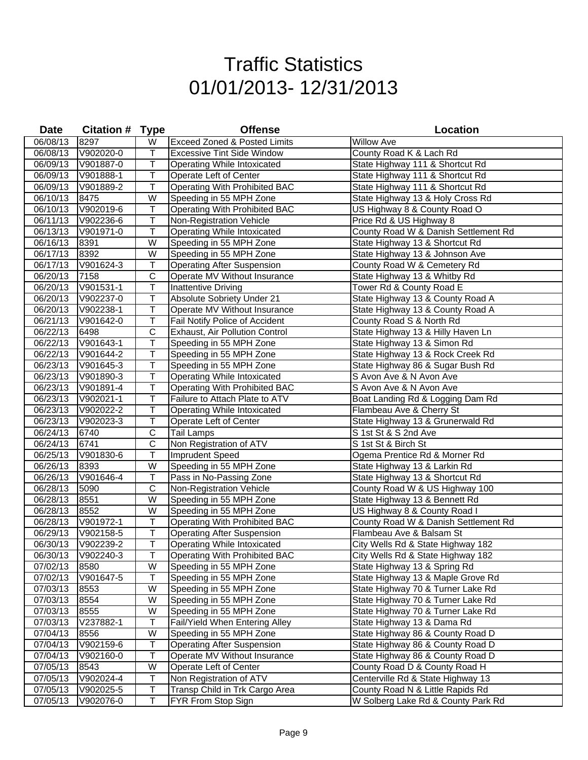# Traffic Statistics
# 01/01/2013- 12/31/2013

| Date | Citation # | Type | Offense | Location |
|---|---|---|---|---|
| 06/08/13 | 8297 | W | Exceed Zoned & Posted Limits | Willow Ave |
| 06/08/13 | V902020-0 | T | Excessive Tint Side Window | County Road K & Lach Rd |
| 06/09/13 | V901887-0 | T | Operating While Intoxicated | State Highway 111 & Shortcut Rd |
| 06/09/13 | V901888-1 | T | Operate Left of Center | State Highway 111 & Shortcut Rd |
| 06/09/13 | V901889-2 | T | Operating With Prohibited BAC | State Highway 111 & Shortcut Rd |
| 06/10/13 | 8475 | W | Speeding in 55 MPH Zone | State Highway 13 & Holy Cross Rd |
| 06/10/13 | V902019-6 | T | Operating With Prohibited BAC | US Highway 8 & County Road O |
| 06/11/13 | V902236-6 | T | Non-Registration Vehicle | Price Rd & US Highway 8 |
| 06/13/13 | V901971-0 | T | Operating While Intoxicated | County Road W & Danish Settlement Rd |
| 06/16/13 | 8391 | W | Speeding in 55 MPH Zone | State Highway 13 & Shortcut Rd |
| 06/17/13 | 8392 | W | Speeding in 55 MPH Zone | State Highway 13 & Johnson Ave |
| 06/17/13 | V901624-3 | T | Operating After Suspension | County Road W & Cemetery Rd |
| 06/20/13 | 7158 | C | Operate MV Without Insurance | State Highway 13 & Whitby Rd |
| 06/20/13 | V901531-1 | T | Inattentive Driving | Tower Rd & County Road E |
| 06/20/13 | V902237-0 | T | Absolute Sobriety Under 21 | State Highway 13 & County Road A |
| 06/20/13 | V902238-1 | T | Operate MV Without Insurance | State Highway 13 & County Road A |
| 06/21/13 | V901642-0 | T | Fail Notify Police of Accident | County Road S & North Rd |
| 06/22/13 | 6498 | C | Exhaust, Air Pollution Control | State Highway 13 & Hilly Haven Ln |
| 06/22/13 | V901643-1 | T | Speeding in 55 MPH Zone | State Highway 13 & Simon Rd |
| 06/22/13 | V901644-2 | T | Speeding in 55 MPH Zone | State Highway 13 & Rock Creek Rd |
| 06/23/13 | V901645-3 | T | Speeding in 55 MPH Zone | State Highway 86 & Sugar Bush Rd |
| 06/23/13 | V901890-3 | T | Operating While Intoxicated | S Avon Ave & N Avon Ave |
| 06/23/13 | V901891-4 | T | Operating With Prohibited BAC | S Avon Ave & N Avon Ave |
| 06/23/13 | V902021-1 | T | Failure to Attach Plate to ATV | Boat Landing Rd & Logging Dam Rd |
| 06/23/13 | V902022-2 | T | Operating While Intoxicated | Flambeau Ave & Cherry St |
| 06/23/13 | V902023-3 | T | Operate Left of Center | State Highway 13 & Grunerwald Rd |
| 06/24/13 | 6740 | C | Tail Lamps | S 1st St & S 2nd Ave |
| 06/24/13 | 6741 | C | Non Registration of ATV | S 1st St & Birch St |
| 06/25/13 | V901830-6 | T | Imprudent Speed | Ogema Prentice Rd & Morner Rd |
| 06/26/13 | 8393 | W | Speeding in 55 MPH Zone | State Highway 13 & Larkin Rd |
| 06/26/13 | V901646-4 | T | Pass in No-Passing Zone | State Highway 13 & Shortcut Rd |
| 06/28/13 | 5090 | C | Non-Registration Vehicle | County Road W & US Highway 100 |
| 06/28/13 | 8551 | W | Speeding in 55 MPH Zone | State Highway 13 & Bennett Rd |
| 06/28/13 | 8552 | W | Speeding in 55 MPH Zone | US Highway 8 & County Road I |
| 06/28/13 | V901972-1 | T | Operating With Prohibited BAC | County Road W & Danish Settlement Rd |
| 06/29/13 | V902158-5 | T | Operating After Suspension | Flambeau Ave & Balsam St |
| 06/30/13 | V902239-2 | T | Operating While Intoxicated | City Wells Rd & State Highway 182 |
| 06/30/13 | V902240-3 | T | Operating With Prohibited BAC | City Wells Rd & State Highway 182 |
| 07/02/13 | 8580 | W | Speeding in 55 MPH Zone | State Highway 13 & Spring Rd |
| 07/02/13 | V901647-5 | T | Speeding in 55 MPH Zone | State Highway 13 & Maple Grove Rd |
| 07/03/13 | 8553 | W | Speeding in 55 MPH Zone | State Highway 70 & Turner Lake Rd |
| 07/03/13 | 8554 | W | Speeding in 55 MPH Zone | State Highway 70 & Turner Lake Rd |
| 07/03/13 | 8555 | W | Speeding in 55 MPH Zone | State Highway 70 & Turner Lake Rd |
| 07/03/13 | V237882-1 | T | Fail/Yield When Entering Alley | State Highway 13 & Dama Rd |
| 07/04/13 | 8556 | W | Speeding in 55 MPH Zone | State Highway 86 & County Road D |
| 07/04/13 | V902159-6 | T | Operating After Suspension | State Highway 86 & County Road D |
| 07/04/13 | V902160-0 | T | Operate MV Without Insurance | State Highway 86 & County Road D |
| 07/05/13 | 8543 | W | Operate Left of Center | County Road D & County Road H |
| 07/05/13 | V902024-4 | T | Non Registration of ATV | Centerville Rd & State Highway 13 |
| 07/05/13 | V902025-5 | T | Transp Child in Trk Cargo Area | County Road N & Little Rapids Rd |
| 07/05/13 | V902076-0 | T | FYR From Stop Sign | W Solberg Lake Rd & County Park Rd |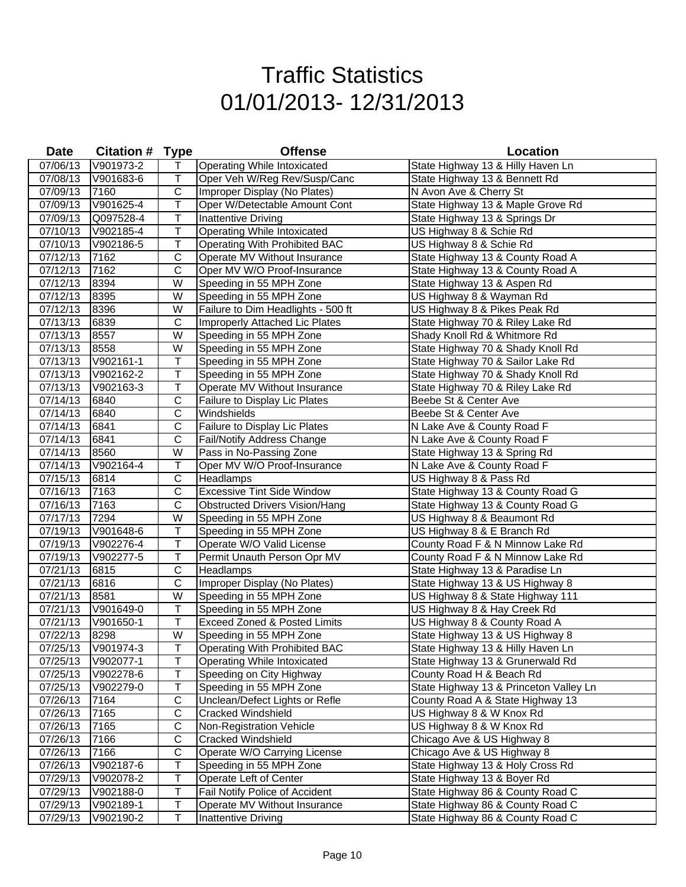# Traffic Statistics
# 01/01/2013- 12/31/2013

| Date | Citation # | Type | Offense | Location |
|---|---|---|---|---|
| 07/06/13 | V901973-2 | T | Operating While Intoxicated | State Highway 13 & Hilly Haven Ln |
| 07/08/13 | V901683-6 | T | Oper Veh W/Reg Rev/Susp/Canc | State Highway 13 & Bennett Rd |
| 07/09/13 | 7160 | C | Improper Display (No Plates) | N Avon Ave & Cherry St |
| 07/09/13 | V901625-4 | T | Oper W/Detectable Amount Cont | State Highway 13 & Maple Grove Rd |
| 07/09/13 | Q097528-4 | T | Inattentive Driving | State Highway 13 & Springs Dr |
| 07/10/13 | V902185-4 | T | Operating While Intoxicated | US Highway 8 & Schie Rd |
| 07/10/13 | V902186-5 | T | Operating With Prohibited BAC | US Highway 8 & Schie Rd |
| 07/12/13 | 7162 | C | Operate MV Without Insurance | State Highway 13 & County Road A |
| 07/12/13 | 7162 | C | Oper MV W/O Proof-Insurance | State Highway 13 & County Road A |
| 07/12/13 | 8394 | W | Speeding in 55 MPH Zone | State Highway 13 & Aspen Rd |
| 07/12/13 | 8395 | W | Speeding in 55 MPH Zone | US Highway 8 & Wayman Rd |
| 07/12/13 | 8396 | W | Failure to Dim Headlights - 500 ft | US Highway 8 & Pikes Peak Rd |
| 07/13/13 | 6839 | C | Improperly Attached Lic Plates | State Highway 70 & Riley Lake Rd |
| 07/13/13 | 8557 | W | Speeding in 55 MPH Zone | Shady Knoll Rd & Whitmore Rd |
| 07/13/13 | 8558 | W | Speeding in 55 MPH Zone | State Highway 70 & Shady Knoll Rd |
| 07/13/13 | V902161-1 | T | Speeding in 55 MPH Zone | State Highway 70 & Sailor Lake Rd |
| 07/13/13 | V902162-2 | T | Speeding in 55 MPH Zone | State Highway 70 & Shady Knoll Rd |
| 07/13/13 | V902163-3 | T | Operate MV Without Insurance | State Highway 70 & Riley Lake Rd |
| 07/14/13 | 6840 | C | Failure to Display Lic Plates | Beebe St & Center Ave |
| 07/14/13 | 6840 | C | Windshields | Beebe St & Center Ave |
| 07/14/13 | 6841 | C | Failure to Display Lic Plates | N Lake Ave & County Road F |
| 07/14/13 | 6841 | C | Fail/Notify Address Change | N Lake Ave & County Road F |
| 07/14/13 | 8560 | W | Pass in No-Passing Zone | State Highway 13 & Spring Rd |
| 07/14/13 | V902164-4 | T | Oper MV W/O Proof-Insurance | N Lake Ave & County Road F |
| 07/15/13 | 6814 | C | Headlamps | US Highway 8 & Pass Rd |
| 07/16/13 | 7163 | C | Excessive Tint Side Window | State Highway 13 & County Road G |
| 07/16/13 | 7163 | C | Obstructed Drivers Vision/Hang | State Highway 13 & County Road G |
| 07/17/13 | 7294 | W | Speeding in 55 MPH Zone | US Highway 8 & Beaumont Rd |
| 07/19/13 | V901648-6 | T | Speeding in 55 MPH Zone | US Highway 8 & E Branch Rd |
| 07/19/13 | V902276-4 | T | Operate W/O Valid License | County Road F & N Minnow Lake Rd |
| 07/19/13 | V902277-5 | T | Permit Unauth Person Opr MV | County Road F & N Minnow Lake Rd |
| 07/21/13 | 6815 | C | Headlamps | State Highway 13 & Paradise Ln |
| 07/21/13 | 6816 | C | Improper Display (No Plates) | State Highway 13 & US Highway 8 |
| 07/21/13 | 8581 | W | Speeding in 55 MPH Zone | US Highway 8 & State Highway 111 |
| 07/21/13 | V901649-0 | T | Speeding in 55 MPH Zone | US Highway 8 & Hay Creek Rd |
| 07/21/13 | V901650-1 | T | Exceed Zoned & Posted Limits | US Highway 8 & County Road A |
| 07/22/13 | 8298 | W | Speeding in 55 MPH Zone | State Highway 13 & US Highway 8 |
| 07/25/13 | V901974-3 | T | Operating With Prohibited BAC | State Highway 13 & Hilly Haven Ln |
| 07/25/13 | V902077-1 | T | Operating While Intoxicated | State Highway 13 & Grunerwald Rd |
| 07/25/13 | V902278-6 | T | Speeding on City Highway | County Road H & Beach Rd |
| 07/25/13 | V902279-0 | T | Speeding in 55 MPH Zone | State Highway 13 & Princeton Valley Ln |
| 07/26/13 | 7164 | C | Unclean/Defect Lights or Refle | County Road A & State Highway 13 |
| 07/26/13 | 7165 | C | Cracked Windshield | US Highway 8 & W Knox Rd |
| 07/26/13 | 7165 | C | Non-Registration Vehicle | US Highway 8 & W Knox Rd |
| 07/26/13 | 7166 | C | Cracked Windshield | Chicago Ave & US Highway 8 |
| 07/26/13 | 7166 | C | Operate W/O Carrying License | Chicago Ave & US Highway 8 |
| 07/26/13 | V902187-6 | T | Speeding in 55 MPH Zone | State Highway 13 & Holy Cross Rd |
| 07/29/13 | V902078-2 | T | Operate Left of Center | State Highway 13 & Boyer Rd |
| 07/29/13 | V902188-0 | T | Fail Notify Police of Accident | State Highway 86 & County Road C |
| 07/29/13 | V902189-1 | T | Operate MV Without Insurance | State Highway 86 & County Road C |
| 07/29/13 | V902190-2 | T | Inattentive Driving | State Highway 86 & County Road C |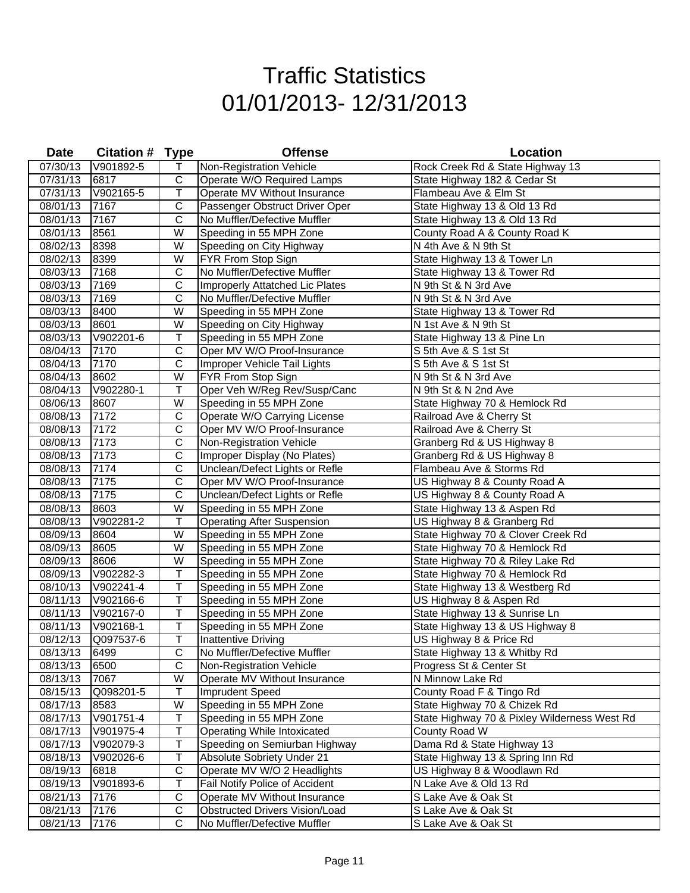# Traffic Statistics
# 01/01/2013- 12/31/2013

| Date | Citation # | Type | Offense | Location |
|---|---|---|---|---|
| 07/30/13 | V901892-5 | T | Non-Registration Vehicle | Rock Creek Rd & State Highway 13 |
| 07/31/13 | 6817 | C | Operate W/O Required Lamps | State Highway 182 & Cedar St |
| 07/31/13 | V902165-5 | T | Operate MV Without Insurance | Flambeau Ave & Elm St |
| 08/01/13 | 7167 | C | Passenger Obstruct Driver Oper | State Highway 13 & Old 13 Rd |
| 08/01/13 | 7167 | C | No Muffler/Defective Muffler | State Highway 13 & Old 13 Rd |
| 08/01/13 | 8561 | W | Speeding in 55 MPH Zone | County Road A & County Road K |
| 08/02/13 | 8398 | W | Speeding on City Highway | N 4th Ave & N 9th St |
| 08/02/13 | 8399 | W | FYR From Stop Sign | State Highway 13 & Tower Ln |
| 08/03/13 | 7168 | C | No Muffler/Defective Muffler | State Highway 13 & Tower Rd |
| 08/03/13 | 7169 | C | Improperly Attatched Lic Plates | N 9th St & N 3rd Ave |
| 08/03/13 | 7169 | C | No Muffler/Defective Muffler | N 9th St & N 3rd Ave |
| 08/03/13 | 8400 | W | Speeding in 55 MPH Zone | State Highway 13 & Tower Rd |
| 08/03/13 | 8601 | W | Speeding on City Highway | N 1st Ave & N 9th St |
| 08/03/13 | V902201-6 | T | Speeding in 55 MPH Zone | State Highway 13 & Pine Ln |
| 08/04/13 | 7170 | C | Oper MV W/O Proof-Insurance | S 5th Ave & S 1st St |
| 08/04/13 | 7170 | C | Improper Vehicle Tail Lights | S 5th Ave & S 1st St |
| 08/04/13 | 8602 | W | FYR From Stop Sign | N 9th St & N 3rd Ave |
| 08/04/13 | V902280-1 | T | Oper Veh W/Reg Rev/Susp/Canc | N 9th St & N 2nd Ave |
| 08/06/13 | 8607 | W | Speeding in 55 MPH Zone | State Highway 70 & Hemlock Rd |
| 08/08/13 | 7172 | C | Operate W/O Carrying License | Railroad Ave & Cherry St |
| 08/08/13 | 7172 | C | Oper MV W/O Proof-Insurance | Railroad Ave & Cherry St |
| 08/08/13 | 7173 | C | Non-Registration Vehicle | Granberg Rd & US Highway 8 |
| 08/08/13 | 7173 | C | Improper Display (No Plates) | Granberg Rd & US Highway 8 |
| 08/08/13 | 7174 | C | Unclean/Defect Lights or Refle | Flambeau Ave & Storms Rd |
| 08/08/13 | 7175 | C | Oper MV W/O Proof-Insurance | US Highway 8 & County Road A |
| 08/08/13 | 7175 | C | Unclean/Defect Lights or Refle | US Highway 8 & County Road A |
| 08/08/13 | 8603 | W | Speeding in 55 MPH Zone | State Highway 13 & Aspen Rd |
| 08/08/13 | V902281-2 | T | Operating After Suspension | US Highway 8 & Granberg Rd |
| 08/09/13 | 8604 | W | Speeding in 55 MPH Zone | State Highway 70 & Clover Creek Rd |
| 08/09/13 | 8605 | W | Speeding in 55 MPH Zone | State Highway 70 & Hemlock Rd |
| 08/09/13 | 8606 | W | Speeding in 55 MPH Zone | State Highway 70 & Riley Lake Rd |
| 08/09/13 | V902282-3 | T | Speeding in 55 MPH Zone | State Highway 70 & Hemlock Rd |
| 08/10/13 | V902241-4 | T | Speeding in 55 MPH Zone | State Highway 13 & Westberg Rd |
| 08/11/13 | V902166-6 | T | Speeding in 55 MPH Zone | US Highway 8 & Aspen Rd |
| 08/11/13 | V902167-0 | T | Speeding in 55 MPH Zone | State Highway 13 & Sunrise Ln |
| 08/11/13 | V902168-1 | T | Speeding in 55 MPH Zone | State Highway 13 & US Highway 8 |
| 08/12/13 | Q097537-6 | T | Inattentive Driving | US Highway 8 & Price Rd |
| 08/13/13 | 6499 | C | No Muffler/Defective Muffler | State Highway 13 & Whitby Rd |
| 08/13/13 | 6500 | C | Non-Registration Vehicle | Progress St & Center St |
| 08/13/13 | 7067 | W | Operate MV Without Insurance | N Minnow Lake Rd |
| 08/15/13 | Q098201-5 | T | Imprudent Speed | County Road F & Tingo Rd |
| 08/17/13 | 8583 | W | Speeding in 55 MPH Zone | State Highway 70 & Chizek Rd |
| 08/17/13 | V901751-4 | T | Speeding in 55 MPH Zone | State Highway 70 & Pixley Wilderness West Rd |
| 08/17/13 | V901975-4 | T | Operating While Intoxicated | County Road W |
| 08/17/13 | V902079-3 | T | Speeding on Semiurban Highway | Dama Rd & State Highway 13 |
| 08/18/13 | V902026-6 | T | Absolute Sobriety Under 21 | State Highway 13 & Spring Inn Rd |
| 08/19/13 | 6818 | C | Operate MV W/O 2 Headlights | US Highway 8 & Woodlawn Rd |
| 08/19/13 | V901893-6 | T | Fail Notify Police of Accident | N Lake Ave & Old 13 Rd |
| 08/21/13 | 7176 | C | Operate MV Without Insurance | S Lake Ave & Oak St |
| 08/21/13 | 7176 | C | Obstructed Drivers Vision/Load | S Lake Ave & Oak St |
| 08/21/13 | 7176 | C | No Muffler/Defective Muffler | S Lake Ave & Oak St |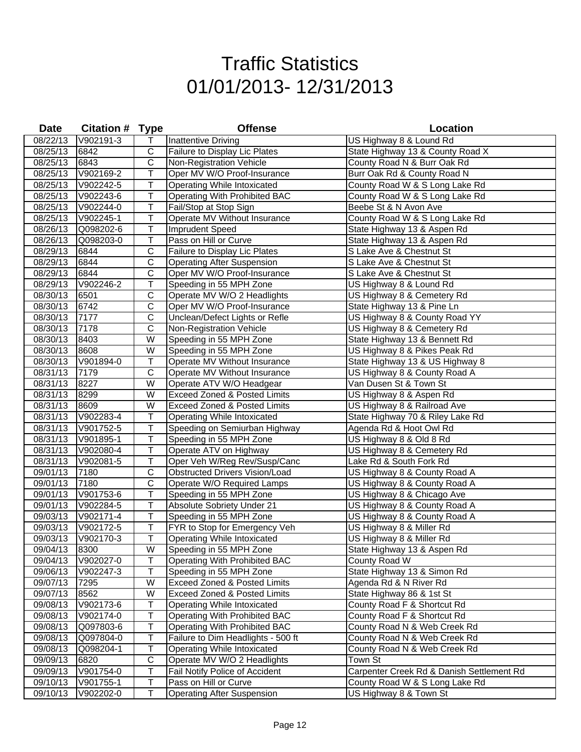# Traffic Statistics
# 01/01/2013- 12/31/2013

| Date | Citation # | Type | Offense | Location |
|---|---|---|---|---|
| 08/22/13 | V902191-3 | T | Inattentive Driving | US Highway 8 & Lound Rd |
| 08/25/13 | 6842 | C | Failure to Display Lic Plates | State Highway 13 & County Road X |
| 08/25/13 | 6843 | C | Non-Registration Vehicle | County Road N & Burr Oak Rd |
| 08/25/13 | V902169-2 | T | Oper MV W/O Proof-Insurance | Burr Oak Rd & County Road N |
| 08/25/13 | V902242-5 | T | Operating While Intoxicated | County Road W & S Long Lake Rd |
| 08/25/13 | V902243-6 | T | Operating With Prohibited BAC | County Road W & S Long Lake Rd |
| 08/25/13 | V902244-0 | T | Fail/Stop at Stop Sign | Beebe St & N Avon Ave |
| 08/25/13 | V902245-1 | T | Operate MV Without Insurance | County Road W & S Long Lake Rd |
| 08/26/13 | Q098202-6 | T | Imprudent Speed | State Highway 13 & Aspen Rd |
| 08/26/13 | Q098203-0 | T | Pass on Hill or Curve | State Highway 13 & Aspen Rd |
| 08/29/13 | 6844 | C | Failure to Display Lic Plates | S Lake Ave & Chestnut St |
| 08/29/13 | 6844 | C | Operating After Suspension | S Lake Ave & Chestnut St |
| 08/29/13 | 6844 | C | Oper MV W/O Proof-Insurance | S Lake Ave & Chestnut St |
| 08/29/13 | V902246-2 | T | Speeding in 55 MPH Zone | US Highway 8 & Lound Rd |
| 08/30/13 | 6501 | C | Operate MV W/O 2 Headlights | US Highway 8 & Cemetery Rd |
| 08/30/13 | 6742 | C | Oper MV W/O Proof-Insurance | State Highway 13 & Pine Ln |
| 08/30/13 | 7177 | C | Unclean/Defect Lights or Refle | US Highway 8 & County Road YY |
| 08/30/13 | 7178 | C | Non-Registration Vehicle | US Highway 8 & Cemetery Rd |
| 08/30/13 | 8403 | W | Speeding in 55 MPH Zone | State Highway 13 & Bennett Rd |
| 08/30/13 | 8608 | W | Speeding in 55 MPH Zone | US Highway 8 & Pikes Peak Rd |
| 08/30/13 | V901894-0 | T | Operate MV Without Insurance | State Highway 13 & US Highway 8 |
| 08/31/13 | 7179 | C | Operate MV Without Insurance | US Highway 8 & County Road A |
| 08/31/13 | 8227 | W | Operate ATV W/O Headgear | Van Dusen St & Town St |
| 08/31/13 | 8299 | W | Exceed Zoned & Posted Limits | US Highway 8 & Aspen Rd |
| 08/31/13 | 8609 | W | Exceed Zoned & Posted Limits | US Highway 8 & Railroad Ave |
| 08/31/13 | V902283-4 | T | Operating While Intoxicated | State Highway 70 & Riley Lake Rd |
| 08/31/13 | V901752-5 | T | Speeding on Semiurban Highway | Agenda Rd & Hoot Owl Rd |
| 08/31/13 | V901895-1 | T | Speeding in 55 MPH Zone | US Highway 8 & Old 8 Rd |
| 08/31/13 | V902080-4 | T | Operate ATV on Highway | US Highway 8 & Cemetery Rd |
| 08/31/13 | V902081-5 | T | Oper Veh W/Reg Rev/Susp/Canc | Lake Rd & South Fork Rd |
| 09/01/13 | 7180 | C | Obstructed Drivers Vision/Load | US Highway 8 & County Road A |
| 09/01/13 | 7180 | C | Operate W/O Required Lamps | US Highway 8 & County Road A |
| 09/01/13 | V901753-6 | T | Speeding in 55 MPH Zone | US Highway 8 & Chicago Ave |
| 09/01/13 | V902284-5 | T | Absolute Sobriety Under 21 | US Highway 8 & County Road A |
| 09/03/13 | V902171-4 | T | Speeding in 55 MPH Zone | US Highway 8 & County Road A |
| 09/03/13 | V902172-5 | T | FYR to Stop for Emergency Veh | US Highway 8 & Miller Rd |
| 09/03/13 | V902170-3 | T | Operating While Intoxicated | US Highway 8 & Miller Rd |
| 09/04/13 | 8300 | W | Speeding in 55 MPH Zone | State Highway 13 & Aspen Rd |
| 09/04/13 | V902027-0 | T | Operating With Prohibited BAC | County Road W |
| 09/06/13 | V902247-3 | T | Speeding in 55 MPH Zone | State Highway 13 & Simon Rd |
| 09/07/13 | 7295 | W | Exceed Zoned & Posted Limits | Agenda Rd & N River Rd |
| 09/07/13 | 8562 | W | Exceed Zoned & Posted Limits | State Highway 86 & 1st St |
| 09/08/13 | V902173-6 | T | Operating While Intoxicated | County Road F & Shortcut Rd |
| 09/08/13 | V902174-0 | T | Operating With Prohibited BAC | County Road F & Shortcut Rd |
| 09/08/13 | Q097803-6 | T | Operating With Prohibited BAC | County Road N & Web Creek Rd |
| 09/08/13 | Q097804-0 | T | Failure to Dim Headlights - 500 ft | County Road N & Web Creek Rd |
| 09/08/13 | Q098204-1 | T | Operating While Intoxicated | County Road N & Web Creek Rd |
| 09/09/13 | 6820 | C | Operate MV W/O 2 Headlights | Town St |
| 09/09/13 | V901754-0 | T | Fail Notify Police of Accident | Carpenter Creek Rd & Danish Settlement Rd |
| 09/10/13 | V901755-1 | T | Pass on Hill or Curve | County Road W & S Long Lake Rd |
| 09/10/13 | V902202-0 | T | Operating After Suspension | US Highway 8 & Town St |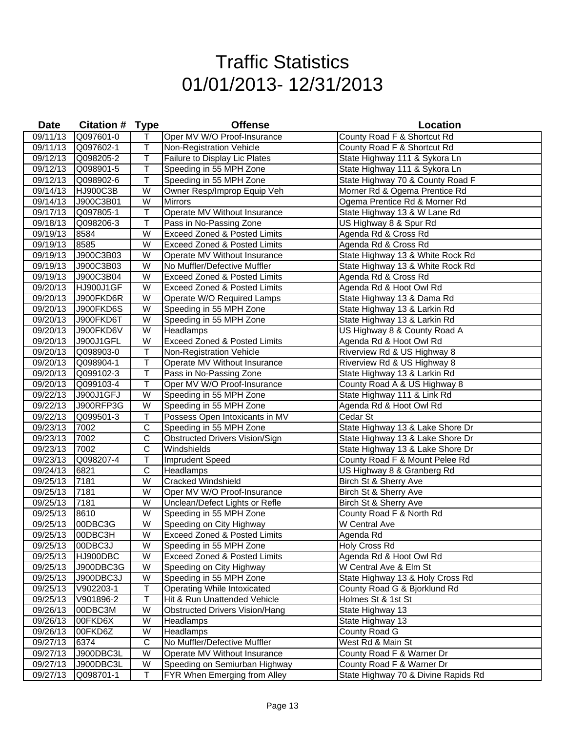# Traffic Statistics
# 01/01/2013- 12/31/2013

| Date | Citation # | Type | Offense | Location |
|---|---|---|---|---|
| 09/11/13 | Q097601-0 | T | Oper MV W/O Proof-Insurance | County Road F & Shortcut Rd |
| 09/11/13 | Q097602-1 | T | Non-Registration Vehicle | County Road F & Shortcut Rd |
| 09/12/13 | Q098205-2 | T | Failure to Display Lic Plates | State Highway 111 & Sykora Ln |
| 09/12/13 | Q098901-5 | T | Speeding in 55 MPH Zone | State Highway 111 & Sykora Ln |
| 09/12/13 | Q098902-6 | T | Speeding in 55 MPH Zone | State Highway 70 & County Road F |
| 09/14/13 | HJ900C3B | W | Owner Resp/Improp Equip Veh | Morner Rd & Ogema Prentice Rd |
| 09/14/13 | J900C3B01 | W | Mirrors | Ogema Prentice Rd & Morner Rd |
| 09/17/13 | Q097805-1 | T | Operate MV Without Insurance | State Highway 13 & W Lane Rd |
| 09/18/13 | Q098206-3 | T | Pass in No-Passing Zone | US Highway 8 & Spur Rd |
| 09/19/13 | 8584 | W | Exceed Zoned & Posted Limits | Agenda Rd & Cross Rd |
| 09/19/13 | 8585 | W | Exceed Zoned & Posted Limits | Agenda Rd & Cross Rd |
| 09/19/13 | J900C3B03 | W | Operate MV Without Insurance | State Highway 13 & White Rock Rd |
| 09/19/13 | J900C3B03 | W | No Muffler/Defective Muffler | State Highway 13 & White Rock Rd |
| 09/19/13 | J900C3B04 | W | Exceed Zoned & Posted Limits | Agenda Rd & Cross Rd |
| 09/20/13 | HJ900J1GF | W | Exceed Zoned & Posted Limits | Agenda Rd & Hoot Owl Rd |
| 09/20/13 | J900FKD6R | W | Operate W/O Required Lamps | State Highway 13 & Dama Rd |
| 09/20/13 | J900FKD6S | W | Speeding in 55 MPH Zone | State Highway 13 & Larkin Rd |
| 09/20/13 | J900FKD6T | W | Speeding in 55 MPH Zone | State Highway 13 & Larkin Rd |
| 09/20/13 | J900FKD6V | W | Headlamps | US Highway 8 & County Road A |
| 09/20/13 | J900J1GFL | W | Exceed Zoned & Posted Limits | Agenda Rd & Hoot Owl Rd |
| 09/20/13 | Q098903-0 | T | Non-Registration Vehicle | Riverview Rd & US Highway 8 |
| 09/20/13 | Q098904-1 | T | Operate MV Without Insurance | Riverview Rd & US Highway 8 |
| 09/20/13 | Q099102-3 | T | Pass in No-Passing Zone | State Highway 13 & Larkin Rd |
| 09/20/13 | Q099103-4 | T | Oper MV W/O Proof-Insurance | County Road A & US Highway 8 |
| 09/22/13 | J900J1GFJ | W | Speeding in 55 MPH Zone | State Highway 111 & Link Rd |
| 09/22/13 | J900RFP3G | W | Speeding in 55 MPH Zone | Agenda Rd & Hoot Owl Rd |
| 09/22/13 | Q099501-3 | T | Possess Open Intoxicants in MV | Cedar St |
| 09/23/13 | 7002 | C | Speeding in 55 MPH Zone | State Highway 13 & Lake Shore Dr |
| 09/23/13 | 7002 | C | Obstructed Drivers Vision/Sign | State Highway 13 & Lake Shore Dr |
| 09/23/13 | 7002 | C | Windshields | State Highway 13 & Lake Shore Dr |
| 09/23/13 | Q098207-4 | T | Imprudent Speed | County Road F & Mount Pelee Rd |
| 09/24/13 | 6821 | C | Headlamps | US Highway 8 & Granberg Rd |
| 09/25/13 | 7181 | W | Cracked Windshield | Birch St & Sherry Ave |
| 09/25/13 | 7181 | W | Oper MV W/O Proof-Insurance | Birch St & Sherry Ave |
| 09/25/13 | 7181 | W | Unclean/Defect Lights or Refle | Birch St & Sherry Ave |
| 09/25/13 | 8610 | W | Speeding in 55 MPH Zone | County Road F & North Rd |
| 09/25/13 | 00DBC3G | W | Speeding on City Highway | W Central Ave |
| 09/25/13 | 00DBC3H | W | Exceed Zoned & Posted Limits | Agenda Rd |
| 09/25/13 | 00DBC3J | W | Speeding in 55 MPH Zone | Holy Cross Rd |
| 09/25/13 | HJ900DBC | W | Exceed Zoned & Posted Limits | Agenda Rd & Hoot Owl Rd |
| 09/25/13 | J900DBC3G | W | Speeding on City Highway | W Central Ave & Elm St |
| 09/25/13 | J900DBC3J | W | Speeding in 55 MPH Zone | State Highway 13 & Holy Cross Rd |
| 09/25/13 | V902203-1 | T | Operating While Intoxicated | County Road G & Bjorklund Rd |
| 09/25/13 | V901896-2 | T | Hit & Run Unattended Vehicle | Holmes St & 1st St |
| 09/26/13 | 00DBC3M | W | Obstructed Drivers Vision/Hang | State Highway 13 |
| 09/26/13 | 00FKD6X | W | Headlamps | State Highway 13 |
| 09/26/13 | 00FKD6Z | W | Headlamps | County Road G |
| 09/27/13 | 6374 | C | No Muffler/Defective Muffler | West Rd & Main St |
| 09/27/13 | J900DBC3L | W | Operate MV Without Insurance | County Road F & Warner Dr |
| 09/27/13 | J900DBC3L | W | Speeding on Semiurban Highway | County Road F & Warner Dr |
| 09/27/13 | Q098701-1 | T | FYR When Emerging from Alley | State Highway 70 & Divine Rapids Rd |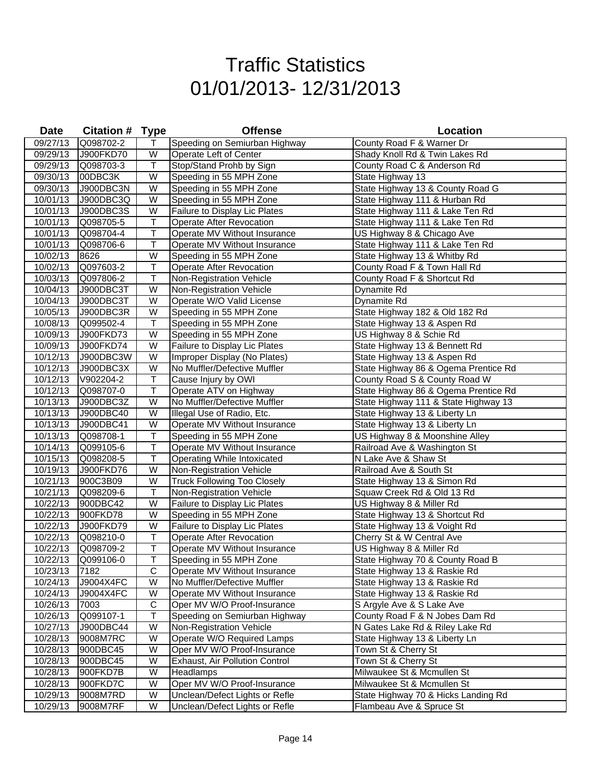# Traffic Statistics
# 01/01/2013- 12/31/2013

| Date | Citation # | Type | Offense | Location |
|---|---|---|---|---|
| 09/27/13 | Q098702-2 | T | Speeding on Semiurban Highway | County Road F & Warner Dr |
| 09/29/13 | J900FKD70 | W | Operate Left of Center | Shady Knoll Rd & Twin Lakes Rd |
| 09/29/13 | Q098703-3 | T | Stop/Stand Prohb by Sign | County Road C & Anderson Rd |
| 09/30/13 | 00DBC3K | W | Speeding in 55 MPH Zone | State Highway 13 |
| 09/30/13 | J900DBC3N | W | Speeding in 55 MPH Zone | State Highway 13 & County Road G |
| 10/01/13 | J900DBC3Q | W | Speeding in 55 MPH Zone | State Highway 111 & Hurban Rd |
| 10/01/13 | J900DBC3S | W | Failure to Display Lic Plates | State Highway 111 & Lake Ten Rd |
| 10/01/13 | Q098705-5 | T | Operate After Revocation | State Highway 111 & Lake Ten Rd |
| 10/01/13 | Q098704-4 | T | Operate MV Without Insurance | US Highway 8 & Chicago Ave |
| 10/01/13 | Q098706-6 | T | Operate MV Without Insurance | State Highway 111 & Lake Ten Rd |
| 10/02/13 | 8626 | W | Speeding in 55 MPH Zone | State Highway 13 & Whitby Rd |
| 10/02/13 | Q097603-2 | T | Operate After Revocation | County Road F & Town Hall Rd |
| 10/03/13 | Q097806-2 | T | Non-Registration Vehicle | County Road F & Shortcut Rd |
| 10/04/13 | J900DBC3T | W | Non-Registration Vehicle | Dynamite Rd |
| 10/04/13 | J900DBC3T | W | Operate W/O Valid License | Dynamite Rd |
| 10/05/13 | J900DBC3R | W | Speeding in 55 MPH Zone | State Highway 182 & Old 182 Rd |
| 10/08/13 | Q099502-4 | T | Speeding in 55 MPH Zone | State Highway 13 & Aspen Rd |
| 10/09/13 | J900FKD73 | W | Speeding in 55 MPH Zone | US Highway 8 & Schie Rd |
| 10/09/13 | J900FKD74 | W | Failure to Display Lic Plates | State Highway 13 & Bennett Rd |
| 10/12/13 | J900DBC3W | W | Improper Display (No Plates) | State Highway 13 & Aspen Rd |
| 10/12/13 | J900DBC3X | W | No Muffler/Defective Muffler | State Highway 86 & Ogema Prentice Rd |
| 10/12/13 | V902204-2 | T | Cause Injury by OWI | County Road S & County Road W |
| 10/12/13 | Q098707-0 | T | Operate ATV on Highway | State Highway 86 & Ogema Prentice Rd |
| 10/13/13 | J900DBC3Z | W | No Muffler/Defective Muffler | State Highway 111 & State Highway 13 |
| 10/13/13 | J900DBC40 | W | Illegal Use of Radio, Etc. | State Highway 13 & Liberty Ln |
| 10/13/13 | J900DBC41 | W | Operate MV Without Insurance | State Highway 13 & Liberty Ln |
| 10/13/13 | Q098708-1 | T | Speeding in 55 MPH Zone | US Highway 8 & Moonshine Alley |
| 10/14/13 | Q099105-6 | T | Operate MV Without Insurance | Railroad Ave & Washington St |
| 10/15/13 | Q098208-5 | T | Operating While Intoxicated | N Lake Ave & Shaw St |
| 10/19/13 | J900FKD76 | W | Non-Registration Vehicle | Railroad Ave & South St |
| 10/21/13 | 900C3B09 | W | Truck Following Too Closely | State Highway 13 & Simon Rd |
| 10/21/13 | Q098209-6 | T | Non-Registration Vehicle | Squaw Creek Rd & Old 13 Rd |
| 10/22/13 | 900DBC42 | W | Failure to Display Lic Plates | US Highway 8 & Miller Rd |
| 10/22/13 | 900FKD78 | W | Speeding in 55 MPH Zone | State Highway 13 & Shortcut Rd |
| 10/22/13 | J900FKD79 | W | Failure to Display Lic Plates | State Highway 13 & Voight Rd |
| 10/22/13 | Q098210-0 | T | Operate After Revocation | Cherry St & W Central Ave |
| 10/22/13 | Q098709-2 | T | Operate MV Without Insurance | US Highway 8 & Miller Rd |
| 10/22/13 | Q099106-0 | T | Speeding in 55 MPH Zone | State Highway 70 & County Road B |
| 10/23/13 | 7182 | C | Operate MV Without Insurance | State Highway 13 & Raskie Rd |
| 10/24/13 | J9004X4FC | W | No Muffler/Defective Muffler | State Highway 13 & Raskie Rd |
| 10/24/13 | J9004X4FC | W | Operate MV Without Insurance | State Highway 13 & Raskie Rd |
| 10/26/13 | 7003 | C | Oper MV W/O Proof-Insurance | S Argyle Ave & S Lake Ave |
| 10/26/13 | Q099107-1 | T | Speeding on Semiurban Highway | County Road F & N Jobes Dam Rd |
| 10/27/13 | J900DBC44 | W | Non-Registration Vehicle | N Gates Lake Rd & Riley Lake Rd |
| 10/28/13 | 9008M7RC | W | Operate W/O Required Lamps | State Highway 13 & Liberty Ln |
| 10/28/13 | 900DBC45 | W | Oper MV W/O Proof-Insurance | Town St & Cherry St |
| 10/28/13 | 900DBC45 | W | Exhaust, Air Pollution Control | Town St & Cherry St |
| 10/28/13 | 900FKD7B | W | Headlamps | Milwaukee St & Mcmullen St |
| 10/28/13 | 900FKD7C | W | Oper MV W/O Proof-Insurance | Milwaukee St & Mcmullen St |
| 10/29/13 | 9008M7RD | W | Unclean/Defect Lights or Refle | State Highway 70 & Hicks Landing Rd |
| 10/29/13 | 9008M7RF | W | Unclean/Defect Lights or Refle | Flambeau Ave & Spruce St |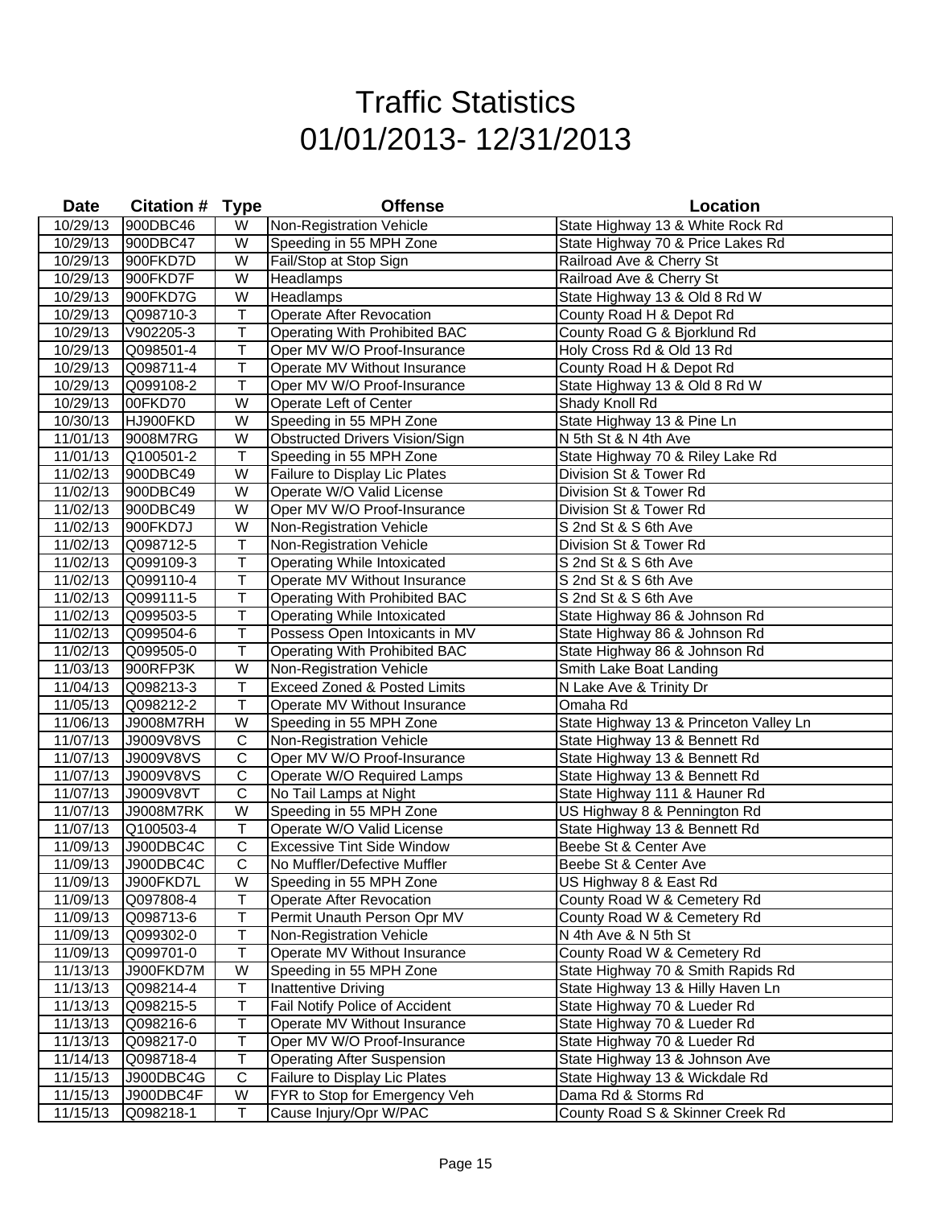# Traffic Statistics
# 01/01/2013- 12/31/2013

| Date | Citation # | Type | Offense | Location |
|---|---|---|---|---|
| 10/29/13 | 900DBC46 | W | Non-Registration Vehicle | State Highway 13 & White Rock Rd |
| 10/29/13 | 900DBC47 | W | Speeding in 55 MPH Zone | State Highway 70 & Price Lakes Rd |
| 10/29/13 | 900FKD7D | W | Fail/Stop at Stop Sign | Railroad Ave & Cherry St |
| 10/29/13 | 900FKD7F | W | Headlamps | Railroad Ave & Cherry St |
| 10/29/13 | 900FKD7G | W | Headlamps | State Highway 13 & Old 8 Rd W |
| 10/29/13 | Q098710-3 | T | Operate After Revocation | County Road H & Depot Rd |
| 10/29/13 | V902205-3 | T | Operating With Prohibited BAC | County Road G & Bjorklund Rd |
| 10/29/13 | Q098501-4 | T | Oper MV W/O Proof-Insurance | Holy Cross Rd & Old 13 Rd |
| 10/29/13 | Q098711-4 | T | Operate MV Without Insurance | County Road H & Depot Rd |
| 10/29/13 | Q099108-2 | T | Oper MV W/O Proof-Insurance | State Highway 13 & Old 8 Rd W |
| 10/29/13 | 00FKD70 | W | Operate Left of Center | Shady Knoll Rd |
| 10/30/13 | HJ900FKD | W | Speeding in 55 MPH Zone | State Highway 13 & Pine Ln |
| 11/01/13 | 9008M7RG | W | Obstructed Drivers Vision/Sign | N 5th St & N 4th Ave |
| 11/01/13 | Q100501-2 | T | Speeding in 55 MPH Zone | State Highway 70 & Riley Lake Rd |
| 11/02/13 | 900DBC49 | W | Failure to Display Lic Plates | Division St & Tower Rd |
| 11/02/13 | 900DBC49 | W | Operate W/O Valid License | Division St & Tower Rd |
| 11/02/13 | 900DBC49 | W | Oper MV W/O Proof-Insurance | Division St & Tower Rd |
| 11/02/13 | 900FKD7J | W | Non-Registration Vehicle | S 2nd St & S 6th Ave |
| 11/02/13 | Q098712-5 | T | Non-Registration Vehicle | Division St & Tower Rd |
| 11/02/13 | Q099109-3 | T | Operating While Intoxicated | S 2nd St & S 6th Ave |
| 11/02/13 | Q099110-4 | T | Operate MV Without Insurance | S 2nd St & S 6th Ave |
| 11/02/13 | Q099111-5 | T | Operating With Prohibited BAC | S 2nd St & S 6th Ave |
| 11/02/13 | Q099503-5 | T | Operating While Intoxicated | State Highway 86 & Johnson Rd |
| 11/02/13 | Q099504-6 | T | Possess Open Intoxicants in MV | State Highway 86 & Johnson Rd |
| 11/02/13 | Q099505-0 | T | Operating With Prohibited BAC | State Highway 86 & Johnson Rd |
| 11/03/13 | 900RFP3K | W | Non-Registration Vehicle | Smith Lake Boat Landing |
| 11/04/13 | Q098213-3 | T | Exceed Zoned & Posted Limits | N Lake Ave & Trinity Dr |
| 11/05/13 | Q098212-2 | T | Operate MV Without Insurance | Omaha Rd |
| 11/06/13 | J9008M7RH | W | Speeding in 55 MPH Zone | State Highway 13 & Princeton Valley Ln |
| 11/07/13 | J9009V8VS | C | Non-Registration Vehicle | State Highway 13 & Bennett Rd |
| 11/07/13 | J9009V8VS | C | Oper MV W/O Proof-Insurance | State Highway 13 & Bennett Rd |
| 11/07/13 | J9009V8VS | C | Operate W/O Required Lamps | State Highway 13 & Bennett Rd |
| 11/07/13 | J9009V8VT | C | No Tail Lamps at Night | State Highway 111 & Hauner Rd |
| 11/07/13 | J9008M7RK | W | Speeding in 55 MPH Zone | US Highway 8 & Pennington Rd |
| 11/07/13 | Q100503-4 | T | Operate W/O Valid License | State Highway 13 & Bennett Rd |
| 11/09/13 | J900DBC4C | C | Excessive Tint Side Window | Beebe St & Center Ave |
| 11/09/13 | J900DBC4C | C | No Muffler/Defective Muffler | Beebe St & Center Ave |
| 11/09/13 | J900FKD7L | W | Speeding in 55 MPH Zone | US Highway 8 & East Rd |
| 11/09/13 | Q097808-4 | T | Operate After Revocation | County Road W & Cemetery Rd |
| 11/09/13 | Q098713-6 | T | Permit Unauth Person Opr MV | County Road W & Cemetery Rd |
| 11/09/13 | Q099302-0 | T | Non-Registration Vehicle | N 4th Ave & N 5th St |
| 11/09/13 | Q099701-0 | T | Operate MV Without Insurance | County Road W & Cemetery Rd |
| 11/13/13 | J900FKD7M | W | Speeding in 55 MPH Zone | State Highway 70 & Smith Rapids Rd |
| 11/13/13 | Q098214-4 | T | Inattentive Driving | State Highway 13 & Hilly Haven Ln |
| 11/13/13 | Q098215-5 | T | Fail Notify Police of Accident | State Highway 70 & Lueder Rd |
| 11/13/13 | Q098216-6 | T | Operate MV Without Insurance | State Highway 70 & Lueder Rd |
| 11/13/13 | Q098217-0 | T | Oper MV W/O Proof-Insurance | State Highway 70 & Lueder Rd |
| 11/14/13 | Q098718-4 | T | Operating After Suspension | State Highway 13 & Johnson Ave |
| 11/15/13 | J900DBC4G | C | Failure to Display Lic Plates | State Highway 13 & Wickdale Rd |
| 11/15/13 | J900DBC4F | W | FYR to Stop for Emergency Veh | Dama Rd & Storms Rd |
| 11/15/13 | Q098218-1 | T | Cause Injury/Opr W/PAC | County Road S & Skinner Creek Rd |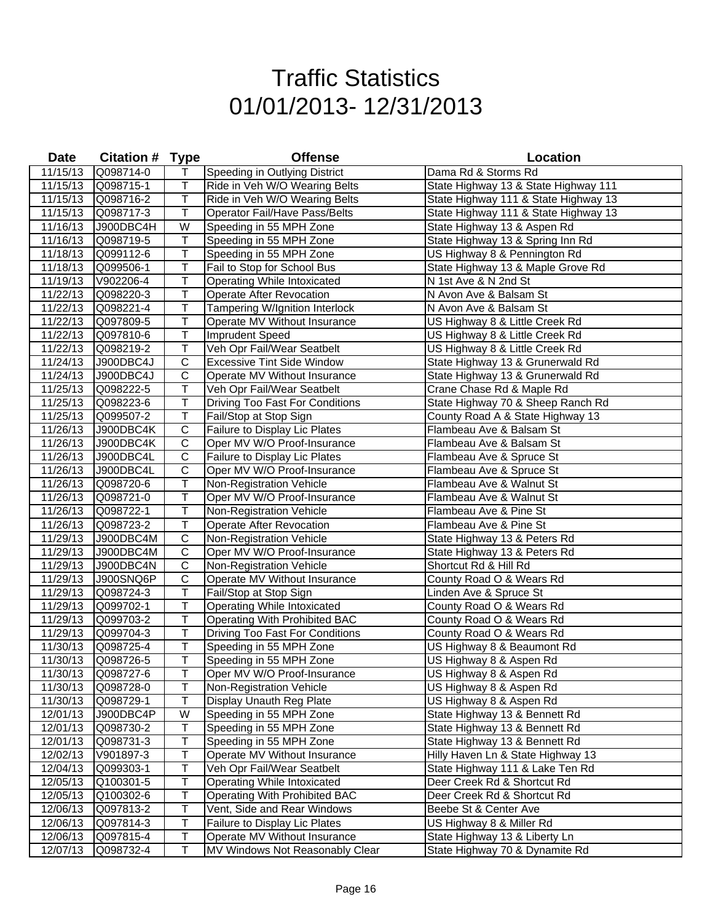# Traffic Statistics
# 01/01/2013- 12/31/2013

| Date | Citation # | Type | Offense | Location |
|---|---|---|---|---|
| 11/15/13 | Q098714-0 | T | Speeding in Outlying District | Dama Rd & Storms Rd |
| 11/15/13 | Q098715-1 | T | Ride in Veh W/O Wearing Belts | State Highway 13 & State Highway 111 |
| 11/15/13 | Q098716-2 | T | Ride in Veh W/O Wearing Belts | State Highway 111 & State Highway 13 |
| 11/15/13 | Q098717-3 | T | Operator Fail/Have Pass/Belts | State Highway 111 & State Highway 13 |
| 11/16/13 | J900DBC4H | W | Speeding in 55 MPH Zone | State Highway 13 & Aspen Rd |
| 11/16/13 | Q098719-5 | T | Speeding in 55 MPH Zone | State Highway 13 & Spring Inn Rd |
| 11/18/13 | Q099112-6 | T | Speeding in 55 MPH Zone | US Highway 8 & Pennington Rd |
| 11/18/13 | Q099506-1 | T | Fail to Stop for School Bus | State Highway 13 & Maple Grove Rd |
| 11/19/13 | V902206-4 | T | Operating While Intoxicated | N 1st Ave & N 2nd St |
| 11/22/13 | Q098220-3 | T | Operate After Revocation | N Avon Ave & Balsam St |
| 11/22/13 | Q098221-4 | T | Tampering W/Ignition Interlock | N Avon Ave & Balsam St |
| 11/22/13 | Q097809-5 | T | Operate MV Without Insurance | US Highway 8 & Little Creek Rd |
| 11/22/13 | Q097810-6 | T | Imprudent Speed | US Highway 8 & Little Creek Rd |
| 11/22/13 | Q098219-2 | T | Veh Opr Fail/Wear Seatbelt | US Highway 8 & Little Creek Rd |
| 11/24/13 | J900DBC4J | C | Excessive Tint Side Window | State Highway 13 & Grunerwald Rd |
| 11/24/13 | J900DBC4J | C | Operate MV Without Insurance | State Highway 13 & Grunerwald Rd |
| 11/25/13 | Q098222-5 | T | Veh Opr Fail/Wear Seatbelt | Crane Chase Rd & Maple Rd |
| 11/25/13 | Q098223-6 | T | Driving Too Fast For Conditions | State Highway 70 & Sheep Ranch Rd |
| 11/25/13 | Q099507-2 | T | Fail/Stop at Stop Sign | County Road A & State Highway 13 |
| 11/26/13 | J900DBC4K | C | Failure to Display Lic Plates | Flambeau Ave & Balsam St |
| 11/26/13 | J900DBC4K | C | Oper MV W/O Proof-Insurance | Flambeau Ave & Balsam St |
| 11/26/13 | J900DBC4L | C | Failure to Display Lic Plates | Flambeau Ave & Spruce St |
| 11/26/13 | J900DBC4L | C | Oper MV W/O Proof-Insurance | Flambeau Ave & Spruce St |
| 11/26/13 | Q098720-6 | T | Non-Registration Vehicle | Flambeau Ave & Walnut St |
| 11/26/13 | Q098721-0 | T | Oper MV W/O Proof-Insurance | Flambeau Ave & Walnut St |
| 11/26/13 | Q098722-1 | T | Non-Registration Vehicle | Flambeau Ave & Pine St |
| 11/26/13 | Q098723-2 | T | Operate After Revocation | Flambeau Ave & Pine St |
| 11/29/13 | J900DBC4M | C | Non-Registration Vehicle | State Highway 13 & Peters Rd |
| 11/29/13 | J900DBC4M | C | Oper MV W/O Proof-Insurance | State Highway 13 & Peters Rd |
| 11/29/13 | J900DBC4N | C | Non-Registration Vehicle | Shortcut Rd & Hill Rd |
| 11/29/13 | J900SNQ6P | C | Operate MV Without Insurance | County Road O & Wears Rd |
| 11/29/13 | Q098724-3 | T | Fail/Stop at Stop Sign | Linden Ave & Spruce St |
| 11/29/13 | Q099702-1 | T | Operating While Intoxicated | County Road O & Wears Rd |
| 11/29/13 | Q099703-2 | T | Operating With Prohibited BAC | County Road O & Wears Rd |
| 11/29/13 | Q099704-3 | T | Driving Too Fast For Conditions | County Road O & Wears Rd |
| 11/30/13 | Q098725-4 | T | Speeding in 55 MPH Zone | US Highway 8 & Beaumont Rd |
| 11/30/13 | Q098726-5 | T | Speeding in 55 MPH Zone | US Highway 8 & Aspen Rd |
| 11/30/13 | Q098727-6 | T | Oper MV W/O Proof-Insurance | US Highway 8 & Aspen Rd |
| 11/30/13 | Q098728-0 | T | Non-Registration Vehicle | US Highway 8 & Aspen Rd |
| 11/30/13 | Q098729-1 | T | Display Unauth Reg Plate | US Highway 8 & Aspen Rd |
| 12/01/13 | J900DBC4P | W | Speeding in 55 MPH Zone | State Highway 13 & Bennett Rd |
| 12/01/13 | Q098730-2 | T | Speeding in 55 MPH Zone | State Highway 13 & Bennett Rd |
| 12/01/13 | Q098731-3 | T | Speeding in 55 MPH Zone | State Highway 13 & Bennett Rd |
| 12/02/13 | V901897-3 | T | Operate MV Without Insurance | Hilly Haven Ln & State Highway 13 |
| 12/04/13 | Q099303-1 | T | Veh Opr Fail/Wear Seatbelt | State Highway 111 & Lake Ten Rd |
| 12/05/13 | Q100301-5 | T | Operating While Intoxicated | Deer Creek Rd & Shortcut Rd |
| 12/05/13 | Q100302-6 | T | Operating With Prohibited BAC | Deer Creek Rd & Shortcut Rd |
| 12/06/13 | Q097813-2 | T | Vent, Side and Rear Windows | Beebe St & Center Ave |
| 12/06/13 | Q097814-3 | T | Failure to Display Lic Plates | US Highway 8 & Miller Rd |
| 12/06/13 | Q097815-4 | T | Operate MV Without Insurance | State Highway 13 & Liberty Ln |
| 12/07/13 | Q098732-4 | T | MV Windows Not Reasonably Clear | State Highway 70 & Dynamite Rd |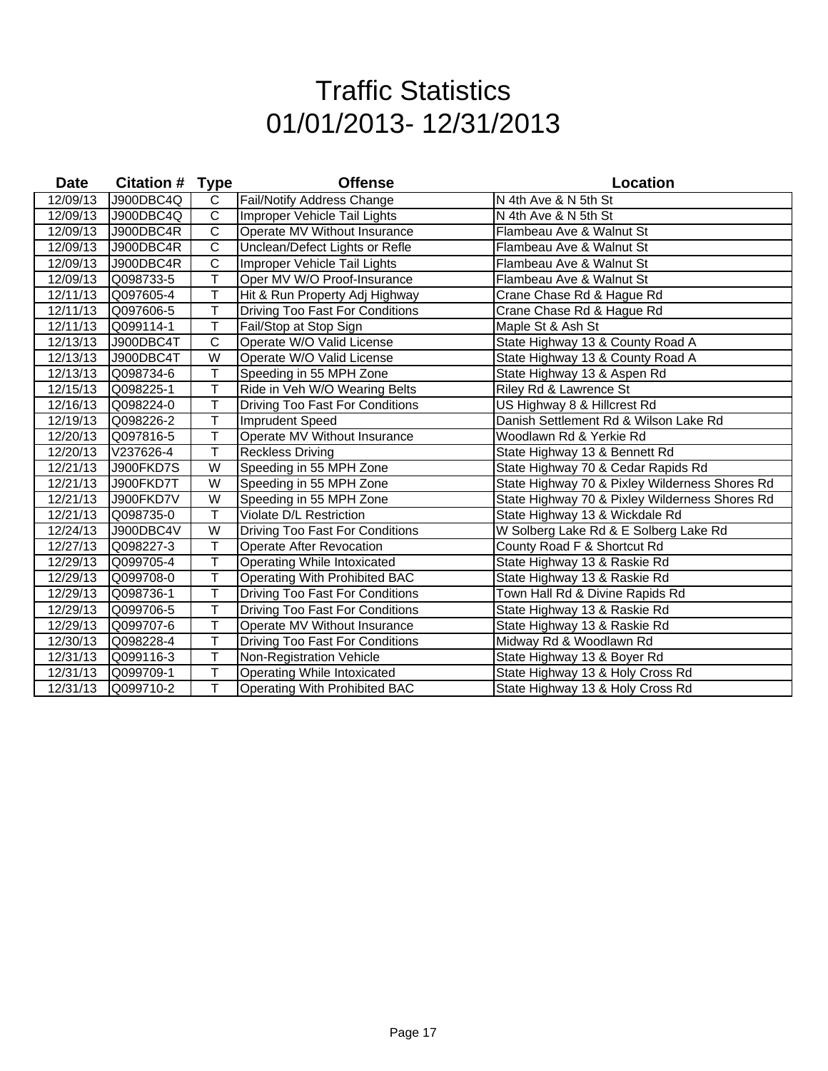# Traffic Statistics
# 01/01/2013- 12/31/2013

| Date | Citation # | Type | Offense | Location |
|---|---|---|---|---|
| 12/09/13 | J900DBC4Q | C | Fail/Notify Address Change | N 4th Ave & N 5th St |
| 12/09/13 | J900DBC4Q | C | Improper Vehicle Tail Lights | N 4th Ave & N 5th St |
| 12/09/13 | J900DBC4R | C | Operate MV Without Insurance | Flambeau Ave & Walnut St |
| 12/09/13 | J900DBC4R | C | Unclean/Defect Lights or Refle | Flambeau Ave & Walnut St |
| 12/09/13 | J900DBC4R | C | Improper Vehicle Tail Lights | Flambeau Ave & Walnut St |
| 12/09/13 | Q098733-5 | T | Oper MV W/O Proof-Insurance | Flambeau Ave & Walnut St |
| 12/11/13 | Q097605-4 | T | Hit & Run Property Adj Highway | Crane Chase Rd & Hague Rd |
| 12/11/13 | Q097606-5 | T | Driving Too Fast For Conditions | Crane Chase Rd & Hague Rd |
| 12/11/13 | Q099114-1 | T | Fail/Stop at Stop Sign | Maple St & Ash St |
| 12/13/13 | J900DBC4T | C | Operate W/O Valid License | State Highway 13 & County Road A |
| 12/13/13 | J900DBC4T | W | Operate W/O Valid License | State Highway 13 & County Road A |
| 12/13/13 | Q098734-6 | T | Speeding in 55 MPH Zone | State Highway 13 & Aspen Rd |
| 12/15/13 | Q098225-1 | T | Ride in Veh W/O Wearing Belts | Riley Rd & Lawrence St |
| 12/16/13 | Q098224-0 | T | Driving Too Fast For Conditions | US Highway 8 & Hillcrest Rd |
| 12/19/13 | Q098226-2 | T | Imprudent Speed | Danish Settlement Rd & Wilson Lake Rd |
| 12/20/13 | Q097816-5 | T | Operate MV Without Insurance | Woodlawn Rd & Yerkie Rd |
| 12/20/13 | V237626-4 | T | Reckless Driving | State Highway 13 & Bennett Rd |
| 12/21/13 | J900FKD7S | W | Speeding in 55 MPH Zone | State Highway 70 & Cedar Rapids Rd |
| 12/21/13 | J900FKD7T | W | Speeding in 55 MPH Zone | State Highway 70 & Pixley Wilderness Shores Rd |
| 12/21/13 | J900FKD7V | W | Speeding in 55 MPH Zone | State Highway 70 & Pixley Wilderness Shores Rd |
| 12/21/13 | Q098735-0 | T | Violate D/L Restriction | State Highway 13 & Wickdale Rd |
| 12/24/13 | J900DBC4V | W | Driving Too Fast For Conditions | W Solberg Lake Rd & E Solberg Lake Rd |
| 12/27/13 | Q098227-3 | T | Operate After Revocation | County Road F & Shortcut Rd |
| 12/29/13 | Q099705-4 | T | Operating While Intoxicated | State Highway 13 & Raskie Rd |
| 12/29/13 | Q099708-0 | T | Operating With Prohibited BAC | State Highway 13 & Raskie Rd |
| 12/29/13 | Q098736-1 | T | Driving Too Fast For Conditions | Town Hall Rd & Divine Rapids Rd |
| 12/29/13 | Q099706-5 | T | Driving Too Fast For Conditions | State Highway 13 & Raskie Rd |
| 12/29/13 | Q099707-6 | T | Operate MV Without Insurance | State Highway 13 & Raskie Rd |
| 12/30/13 | Q098228-4 | T | Driving Too Fast For Conditions | Midway Rd & Woodlawn Rd |
| 12/31/13 | Q099116-3 | T | Non-Registration Vehicle | State Highway 13 & Boyer Rd |
| 12/31/13 | Q099709-1 | T | Operating While Intoxicated | State Highway 13 & Holy Cross Rd |
| 12/31/13 | Q099710-2 | T | Operating With Prohibited BAC | State Highway 13 & Holy Cross Rd |